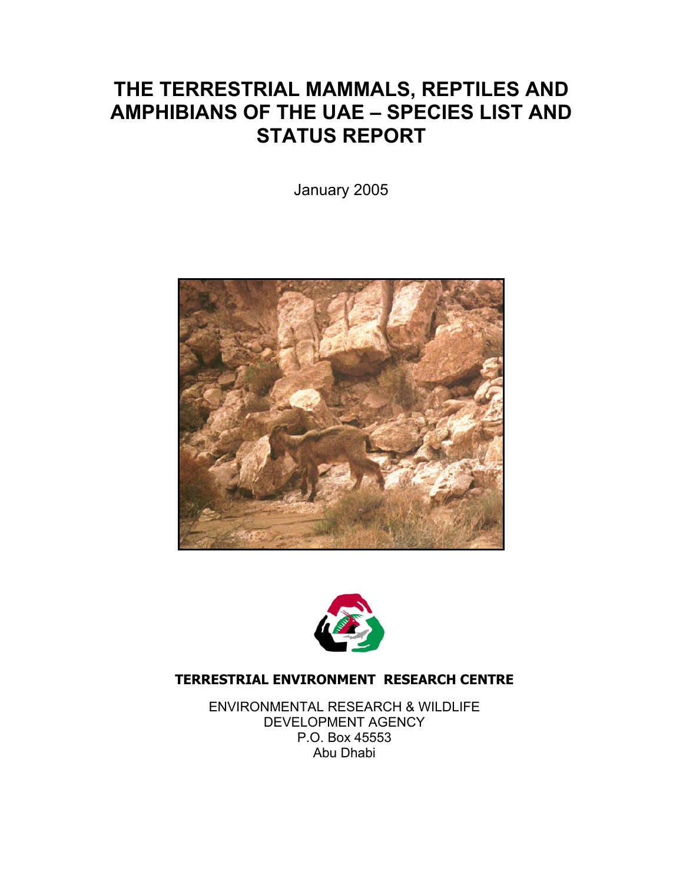# THE TERRESTRIAL MAMMALS, REPTILES AND AMPHIBIANS OF THE UAE – SPECIES LIST AND STATUS REPORT

January 2005

**TERRESTRIAL ENVIRONMENT RESEARCH CENTRE**

ENVIRONMENTAL RESEARCH & WILDLIFE DEVELOPMENT AGENCY
P.O. Box 45553
Abu Dhabi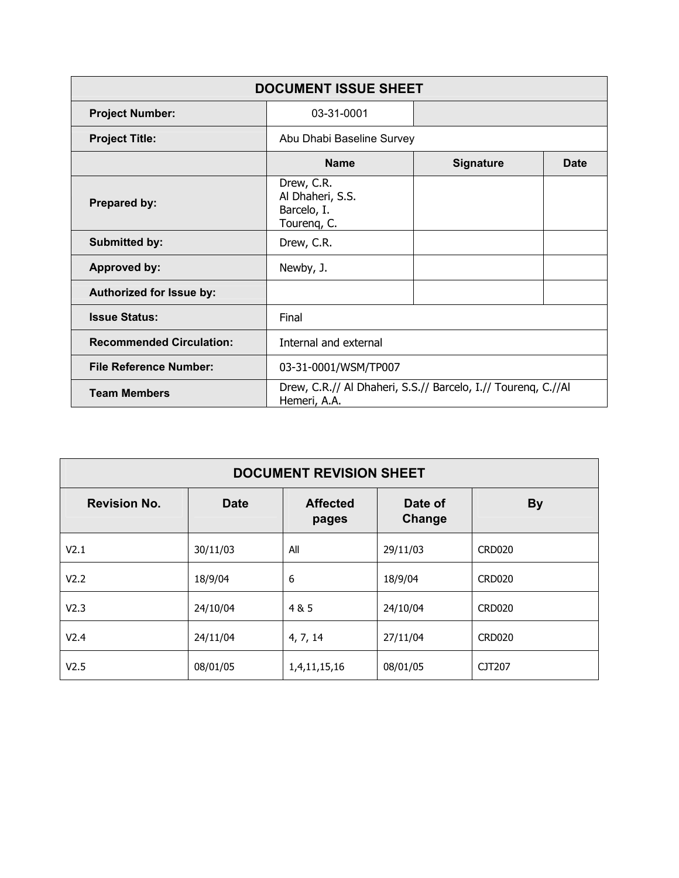| DOCUMENT ISSUE SHEET | | | |
|---|---|---|---|
| **Project Number:** | 03-31-0001 | | |
| **Project Title:** | Abu Dhabi Baseline Survey | | |
| | **Name** | **Signature** | **Date** |
| **Prepared by:** | Drew, C.R.<br>Al Dhaheri, S.S.<br>Barcelo, I.<br>Tourenq, C. | | |
| **Submitted by:** | Drew, C.R. | | |
| **Approved by:** | Newby, J. | | |
| **Authorized for Issue by:** | | | |
| **Issue Status:** | Final | | |
| **Recommended Circulation:** | Internal and external | | |
| **File Reference Number:** | 03-31-0001/WSM/TP007 | | |
| **Team Members** | Drew, C.R.// Al Dhaheri, S.S.// Barcelo, I.// Tourenq, C.//Al Hemeri, A.A. | | |

| DOCUMENT REVISION SHEET | | | | |
|---|---|---|---|---|
| **Revision No.** | **Date** | **Affected pages** | **Date of Change** | **By** |
| V2.1 | 30/11/03 | All | 29/11/03 | CRD020 |
| V2.2 | 18/9/04 | 6 | 18/9/04 | CRD020 |
| V2.3 | 24/10/04 | 4 & 5 | 24/10/04 | CRD020 |
| V2.4 | 24/11/04 | 4, 7, 14 | 27/11/04 | CRD020 |
| V2.5 | 08/01/05 | 1,4,11,15,16 | 08/01/05 | CJT207 |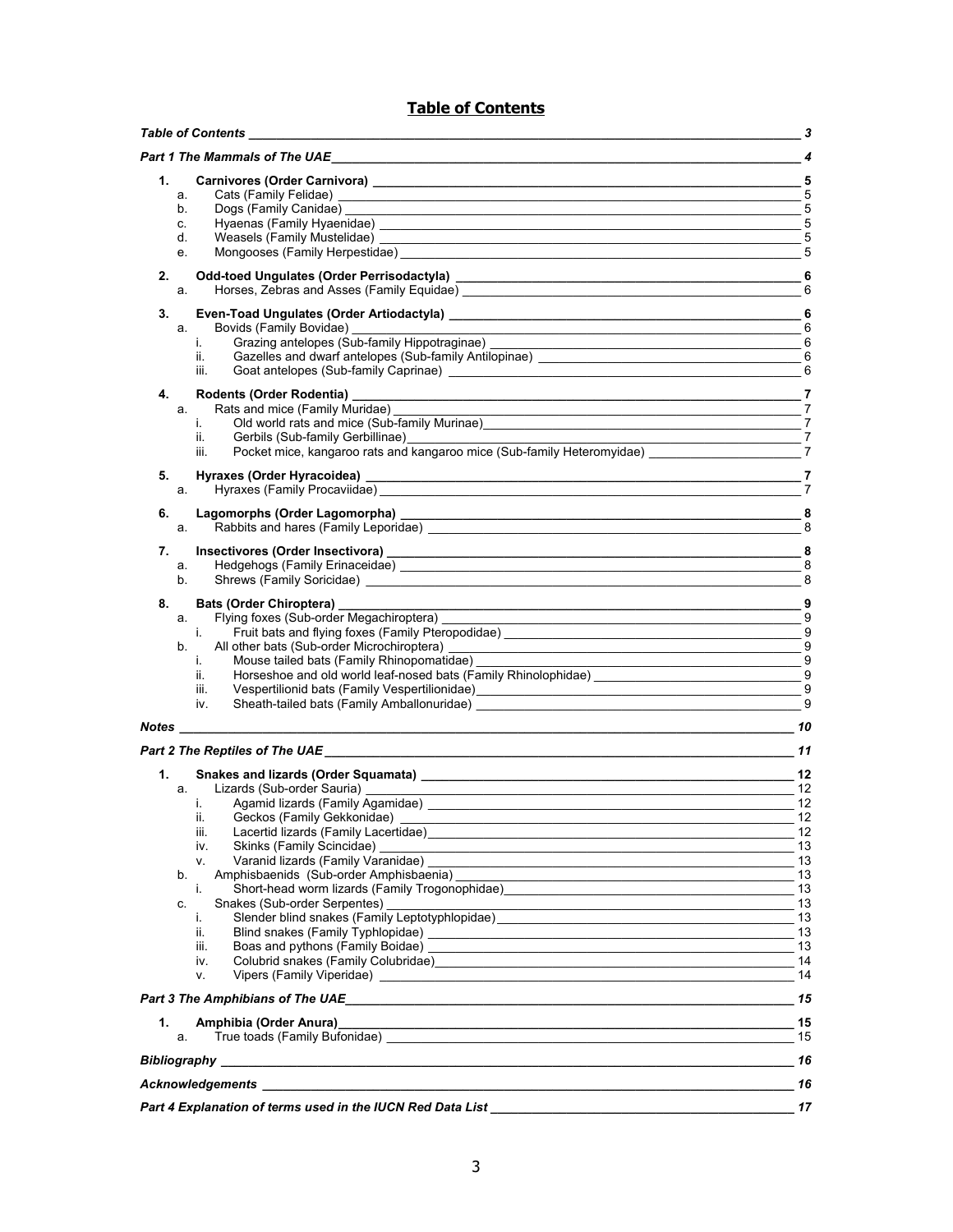# Table of Contents

| | |
|---|---|
| ***Table of Contents*** | ***3*** |
| ***Part 1 The Mammals of The UAE*** | ***4*** |
| **1. Carnivores (Order Carnivora)** | **5** |
| a. Cats (Family Felidae) | 5 |
| b. Dogs (Family Canidae) | 5 |
| c. Hyaenas (Family Hyaenidae) | 5 |
| d. Weasels (Family Mustelidae) | 5 |
| e. Mongooses (Family Herpestidae) | 5 |
| **2. Odd-toed Ungulates (Order Perrisodactyla)** | **6** |
| a. Horses, Zebras and Asses (Family Equidae) | 6 |
| **3. Even-Toad Ungulates (Order Artiodactyla)** | **6** |
| a. Bovids (Family Bovidae) | 6 |
| i. Grazing antelopes (Sub-family Hippotraginae) | 6 |
| ii. Gazelles and dwarf antelopes (Sub-family Antilopinae) | 6 |
| iii. Goat antelopes (Sub-family Caprinae) | 6 |
| **4. Rodents (Order Rodentia)** | **7** |
| a. Rats and mice (Family Muridae) | 7 |
| i. Old world rats and mice (Sub-family Murinae) | 7 |
| ii. Gerbils (Sub-family Gerbillinae) | 7 |
| iii. Pocket mice, kangaroo rats and kangaroo mice (Sub-family Heteromyidae) | 7 |
| **5. Hyraxes (Order Hyracoidea)** | **7** |
| a. Hyraxes (Family Procaviidae) | 7 |
| **6. Lagomorphs (Order Lagomorpha)** | **8** |
| a. Rabbits and hares (Family Leporidae) | 8 |
| **7. Insectivores (Order Insectivora)** | **8** |
| a. Hedgehogs (Family Erinaceidae) | 8 |
| b. Shrews (Family Soricidae) | 8 |
| **8. Bats (Order Chiroptera)** | **9** |
| a. Flying foxes (Sub-order Megachiroptera) | 9 |
| i. Fruit bats and flying foxes (Family Pteropodidae) | 9 |
| b. All other bats (Sub-order Microchiroptera) | 9 |
| i. Mouse tailed bats (Family Rhinopomatidae) | 9 |
| ii. Horseshoe and old world leaf-nosed bats (Family Rhinolophidae) | 9 |
| iii. Vespertilionid bats (Family Vespertilionidae) | 9 |
| iv. Sheath-tailed bats (Family Amballonuridae) | 9 |
| ***Notes*** | ***10*** |
| ***Part 2 The Reptiles of The UAE*** | ***11*** |
| **1. Snakes and lizards (Order Squamata)** | **12** |
| a. Lizards (Sub-order Sauria) | 12 |
| i. Agamid lizards (Family Agamidae) | 12 |
| ii. Geckos (Family Gekkonidae) | 12 |
| iii. Lacertid lizards (Family Lacertidae) | 12 |
| iv. Skinks (Family Scincidae) | 13 |
| v. Varanid lizards (Family Varanidae) | 13 |
| b. Amphisbaenids (Sub-order Amphisbaenia) | 13 |
| i. Short-head worm lizards (Family Trogonophidae) | 13 |
| c. Snakes (Sub-order Serpentes) | 13 |
| i. Slender blind snakes (Family Leptotyphlopidae) | 13 |
| ii. Blind snakes (Family Typhlopidae) | 13 |
| iii. Boas and pythons (Family Boidae) | 13 |
| iv. Colubrid snakes (Family Colubridae) | 14 |
| v. Vipers (Family Viperidae) | 14 |
| ***Part 3 The Amphibians of The UAE*** | ***15*** |
| **1. Amphibia (Order Anura)** | **15** |
| a. True toads (Family Bufonidae) | 15 |
| ***Bibliography*** | ***16*** |
| ***Acknowledgements*** | ***16*** |
| ***Part 4 Explanation of terms used in the IUCN Red Data List*** | ***17*** |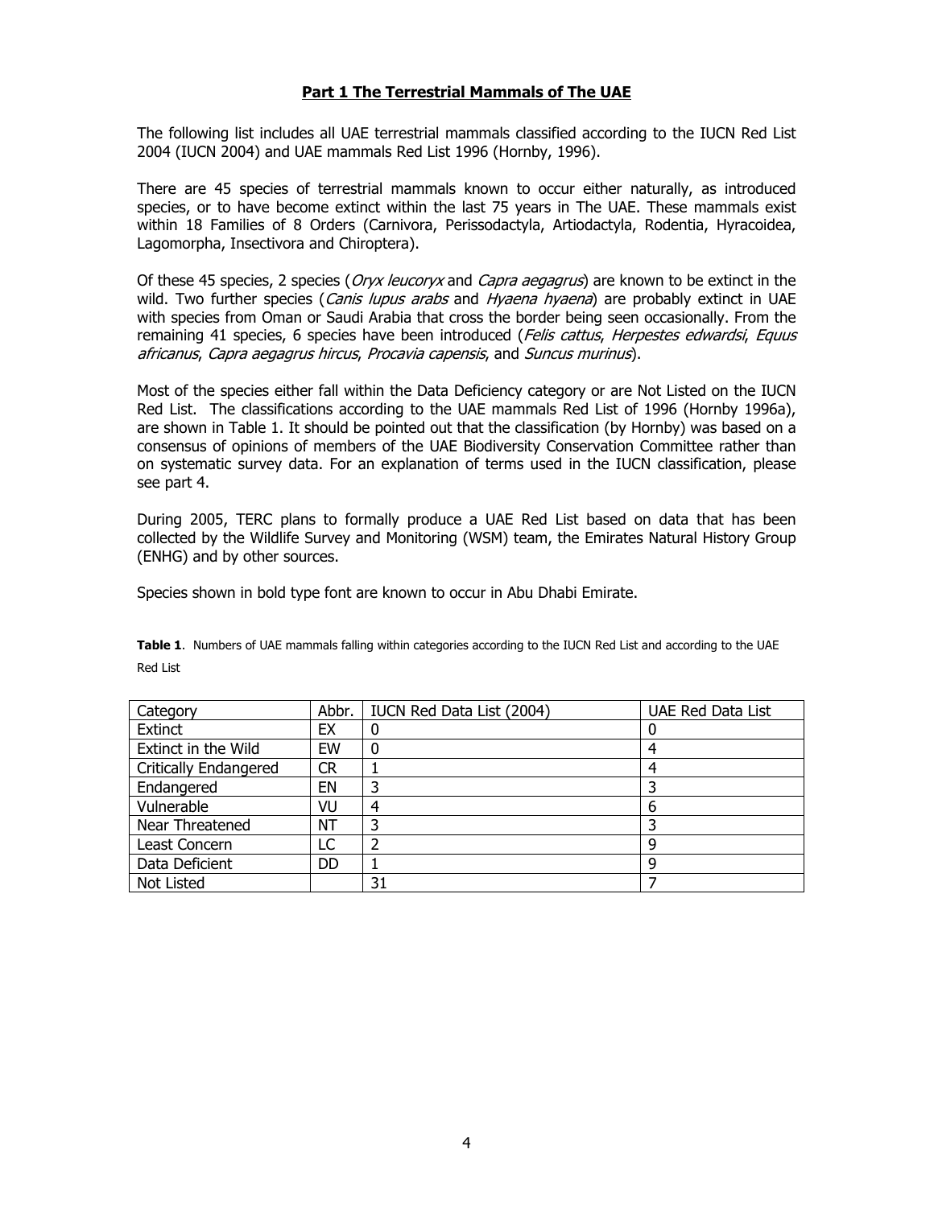## Part 1 The Terrestrial Mammals of The UAE

The following list includes all UAE terrestrial mammals classified according to the IUCN Red List 2004 (IUCN 2004) and UAE mammals Red List 1996 (Hornby, 1996).

There are 45 species of terrestrial mammals known to occur either naturally, as introduced species, or to have become extinct within the last 75 years in The UAE. These mammals exist within 18 Families of 8 Orders (Carnivora, Perissodactyla, Artiodactyla, Rodentia, Hyracoidea, Lagomorpha, Insectivora and Chiroptera).

Of these 45 species, 2 species (*Oryx leucoryx* and *Capra aegagrus*) are known to be extinct in the wild. Two further species (*Canis lupus arabs* and *Hyaena hyaena*) are probably extinct in UAE with species from Oman or Saudi Arabia that cross the border being seen occasionally. From the remaining 41 species, 6 species have been introduced (*Felis cattus*, *Herpestes edwardsi*, *Equus africanus*, *Capra aegagrus hircus*, *Procavia capensis*, and *Suncus murinus*).

Most of the species either fall within the Data Deficiency category or are Not Listed on the IUCN Red List. The classifications according to the UAE mammals Red List of 1996 (Hornby 1996a), are shown in Table 1. It should be pointed out that the classification (by Hornby) was based on a consensus of opinions of members of the UAE Biodiversity Conservation Committee rather than on systematic survey data. For an explanation of terms used in the IUCN classification, please see part 4.

During 2005, TERC plans to formally produce a UAE Red List based on data that has been collected by the Wildlife Survey and Monitoring (WSM) team, the Emirates Natural History Group (ENHG) and by other sources.

Species shown in bold type font are known to occur in Abu Dhabi Emirate.

**Table 1**. Numbers of UAE mammals falling within categories according to the IUCN Red List and according to the UAE Red List

| Category | Abbr. | IUCN Red Data List (2004) | UAE Red Data List |
|---|---|---|---|
| Extinct | EX | 0 | 0 |
| Extinct in the Wild | EW | 0 | 4 |
| Critically Endangered | CR | 1 | 4 |
| Endangered | EN | 3 | 3 |
| Vulnerable | VU | 4 | 6 |
| Near Threatened | NT | 3 | 3 |
| Least Concern | LC | 2 | 9 |
| Data Deficient | DD | 1 | 9 |
| Not Listed | | 31 | 7 |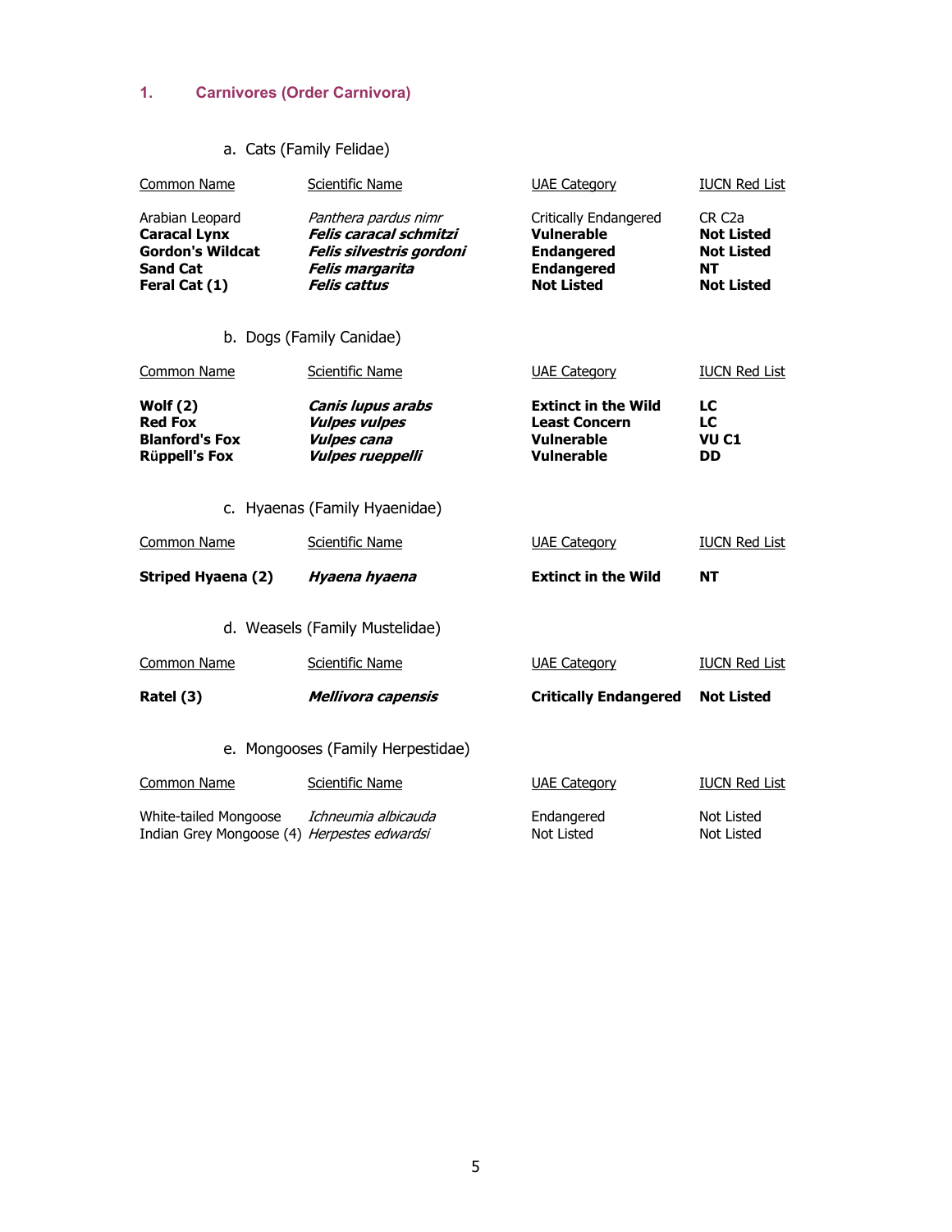## 1. Carnivores (Order Carnivora)

### a. Cats (Family Felidae)

| Common Name | Scientific Name | UAE Category | IUCN Red List |
|---|---|---|---|
| Arabian Leopard | *Panthera pardus nimr* | Critically Endangered | CR C2a |
| **Caracal Lynx** | ***Felis caracal schmitzi*** | **Vulnerable** | **Not Listed** |
| **Gordon's Wildcat** | ***Felis silvestris gordoni*** | **Endangered** | **Not Listed** |
| **Sand Cat** | ***Felis margarita*** | **Endangered** | **NT** |
| **Feral Cat (1)** | ***Felis cattus*** | **Not Listed** | **Not Listed** |

### b. Dogs (Family Canidae)

| Common Name | Scientific Name | UAE Category | IUCN Red List |
|---|---|---|---|
| **Wolf (2)** | ***Canis lupus arabs*** | **Extinct in the Wild** | **LC** |
| **Red Fox** | ***Vulpes vulpes*** | **Least Concern** | **LC** |
| **Blanford's Fox** | ***Vulpes cana*** | **Vulnerable** | **VU C1** |
| **Rüppell's Fox** | ***Vulpes rueppelli*** | **Vulnerable** | **DD** |

### c. Hyaenas (Family Hyaenidae)

| Common Name | Scientific Name | UAE Category | IUCN Red List |
|---|---|---|---|
| **Striped Hyaena (2)** | ***Hyaena hyaena*** | **Extinct in the Wild** | **NT** |

### d. Weasels (Family Mustelidae)

| Common Name | Scientific Name | UAE Category | IUCN Red List |
|---|---|---|---|
| **Ratel (3)** | ***Mellivora capensis*** | **Critically Endangered** | **Not Listed** |

### e. Mongooses (Family Herpestidae)

| Common Name | Scientific Name | UAE Category | IUCN Red List |
|---|---|---|---|
| White-tailed Mongoose | *Ichneumia albicauda* | Endangered | Not Listed |
| Indian Grey Mongoose (4) | *Herpestes edwardsi* | Not Listed | Not Listed |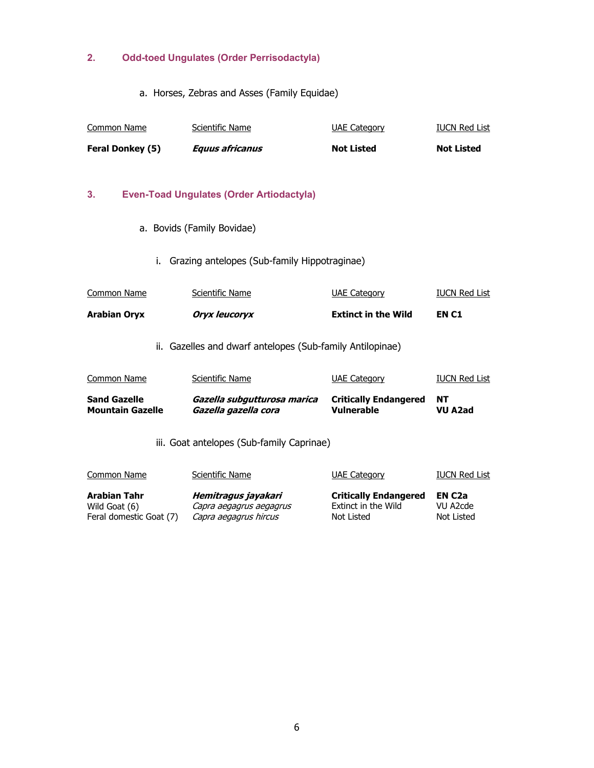## 2. Odd-toed Ungulates (Order Perrisodactyla)

a. Horses, Zebras and Asses (Family Equidae)

| Common Name | Scientific Name | UAE Category | IUCN Red List |
|---|---|---|---|
| **Feral Donkey (5)** | ***Equus africanus*** | **Not Listed** | **Not Listed** |

## 3. Even-Toad Ungulates (Order Artiodactyla)

a. Bovids (Family Bovidae)

i. Grazing antelopes (Sub-family Hippotraginae)

| Common Name | Scientific Name | UAE Category | IUCN Red List |
|---|---|---|---|
| **Arabian Oryx** | ***Oryx leucoryx*** | **Extinct in the Wild** | **EN C1** |

ii. Gazelles and dwarf antelopes (Sub-family Antilopinae)

| Common Name | Scientific Name | UAE Category | IUCN Red List |
|---|---|---|---|
| **Sand Gazelle** | ***Gazella subgutturosa marica*** | **Critically Endangered** | **NT** |
| **Mountain Gazelle** | ***Gazella gazella cora*** | **Vulnerable** | **VU A2ad** |

iii. Goat antelopes (Sub-family Caprinae)

| Common Name | Scientific Name | UAE Category | IUCN Red List |
|---|---|---|---|
| **Arabian Tahr** | ***Hemitragus jayakari*** | **Critically Endangered** | **EN C2a** |
| Wild Goat (6) | *Capra aegagrus aegagrus* | Extinct in the Wild | VU A2cde |
| Feral domestic Goat (7) | *Capra aegagrus hircus* | Not Listed | Not Listed |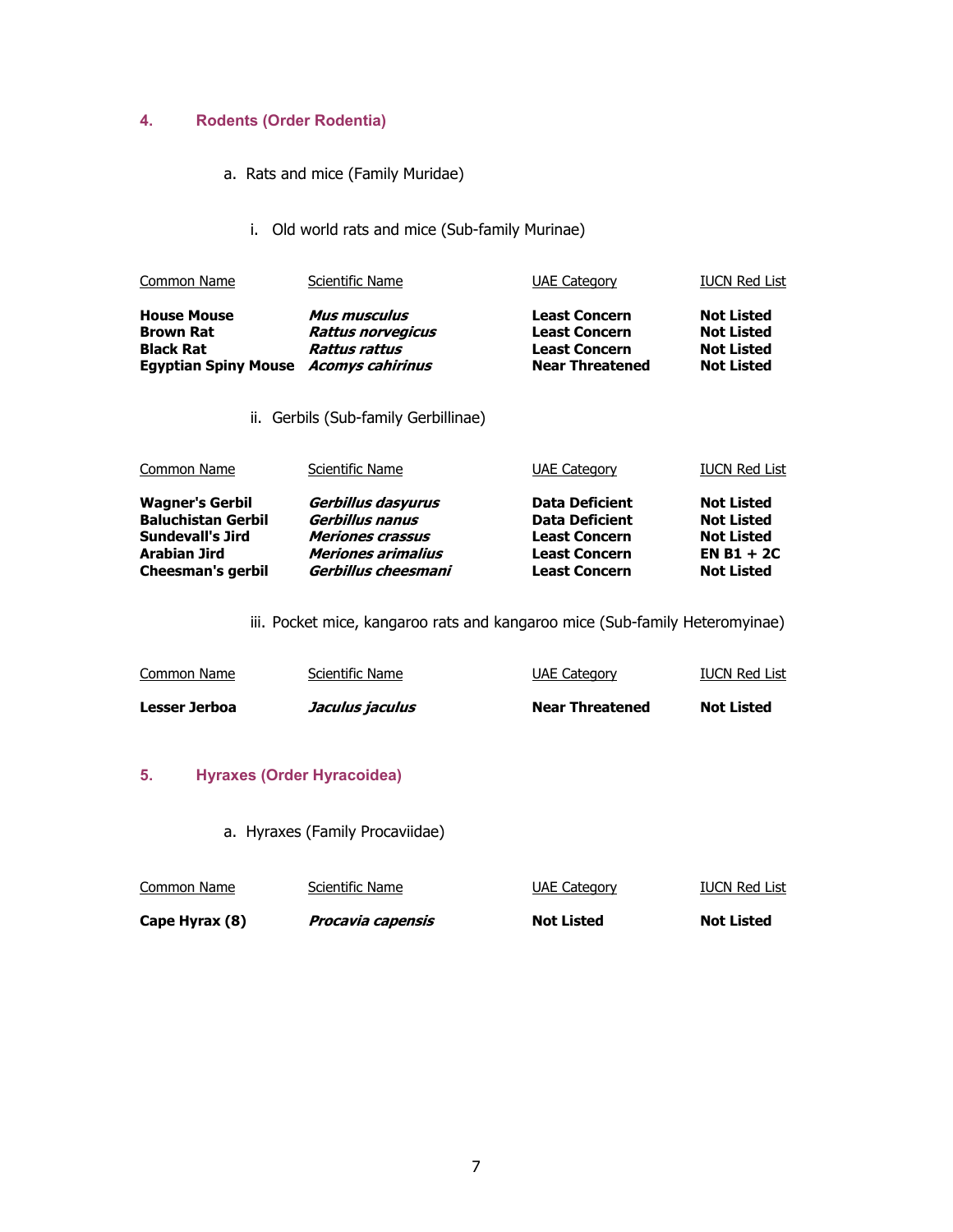## 4. Rodents (Order Rodentia)

### a. Rats and mice (Family Muridae)

#### i. Old world rats and mice (Sub-family Murinae)

| Common Name | Scientific Name | UAE Category | IUCN Red List |
|---|---|---|---|
| **House Mouse** | ***Mus musculus*** | **Least Concern** | **Not Listed** |
| **Brown Rat** | ***Rattus norvegicus*** | **Least Concern** | **Not Listed** |
| **Black Rat** | ***Rattus rattus*** | **Least Concern** | **Not Listed** |
| **Egyptian Spiny Mouse** | ***Acomys cahirinus*** | **Near Threatened** | **Not Listed** |

#### ii. Gerbils (Sub-family Gerbillinae)

| Common Name | Scientific Name | UAE Category | IUCN Red List |
|---|---|---|---|
| **Wagner's Gerbil** | ***Gerbillus dasyurus*** | **Data Deficient** | **Not Listed** |
| **Baluchistan Gerbil** | ***Gerbillus nanus*** | **Data Deficient** | **Not Listed** |
| **Sundevall's Jird** | ***Meriones crassus*** | **Least Concern** | **Not Listed** |
| **Arabian Jird** | ***Meriones arimalius*** | **Least Concern** | **EN B1 + 2C** |
| **Cheesman's gerbil** | ***Gerbillus cheesmani*** | **Least Concern** | **Not Listed** |

#### iii. Pocket mice, kangaroo rats and kangaroo mice (Sub-family Heteromyinae)

| Common Name | Scientific Name | UAE Category | IUCN Red List |
|---|---|---|---|
| **Lesser Jerboa** | ***Jaculus jaculus*** | **Near Threatened** | **Not Listed** |

## 5. Hyraxes (Order Hyracoidea)

### a. Hyraxes (Family Procaviidae)

| Common Name | Scientific Name | UAE Category | IUCN Red List |
|---|---|---|---|
| **Cape Hyrax (8)** | ***Procavia capensis*** | **Not Listed** | **Not Listed** |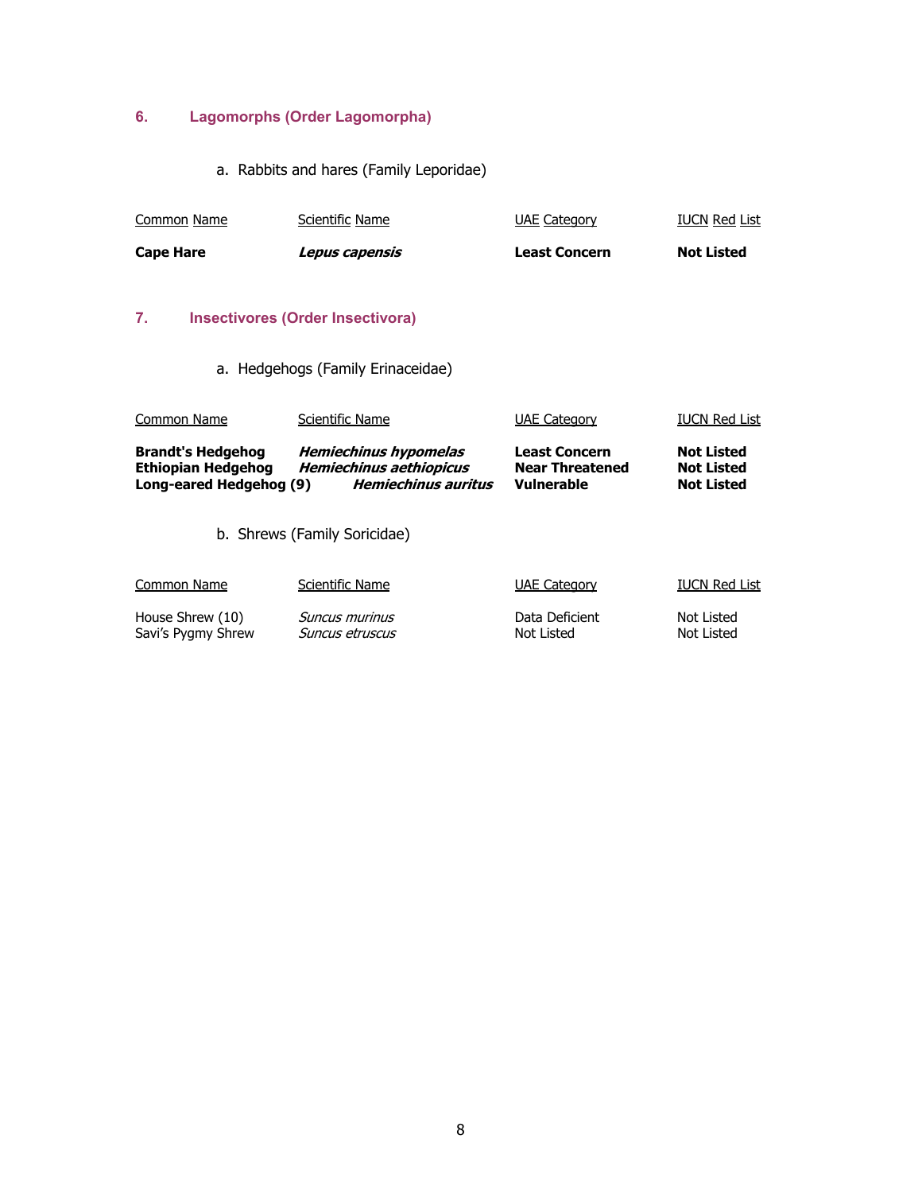## 6. Lagomorphs (Order Lagomorpha)

### a. Rabbits and hares (Family Leporidae)

| Common Name | Scientific Name | UAE Category | IUCN Red List |
|---|---|---|---|
| **Cape Hare** | ***Lepus capensis*** | **Least Concern** | **Not Listed** |

## 7. Insectivores (Order Insectivora)

### a. Hedgehogs (Family Erinaceidae)

| Common Name | Scientific Name | UAE Category | IUCN Red List |
|---|---|---|---|
| **Brandt's Hedgehog** | ***Hemiechinus hypomelas*** | **Least Concern** | **Not Listed** |
| **Ethiopian Hedgehog** | ***Hemiechinus aethiopicus*** | **Near Threatened** | **Not Listed** |
| **Long-eared Hedgehog (9)** | ***Hemiechinus auritus*** | **Vulnerable** | **Not Listed** |

### b. Shrews (Family Soricidae)

| Common Name | Scientific Name | UAE Category | IUCN Red List |
|---|---|---|---|
| House Shrew (10) | *Suncus murinus* | Data Deficient | Not Listed |
| Savi's Pygmy Shrew | *Suncus etruscus* | Not Listed | Not Listed |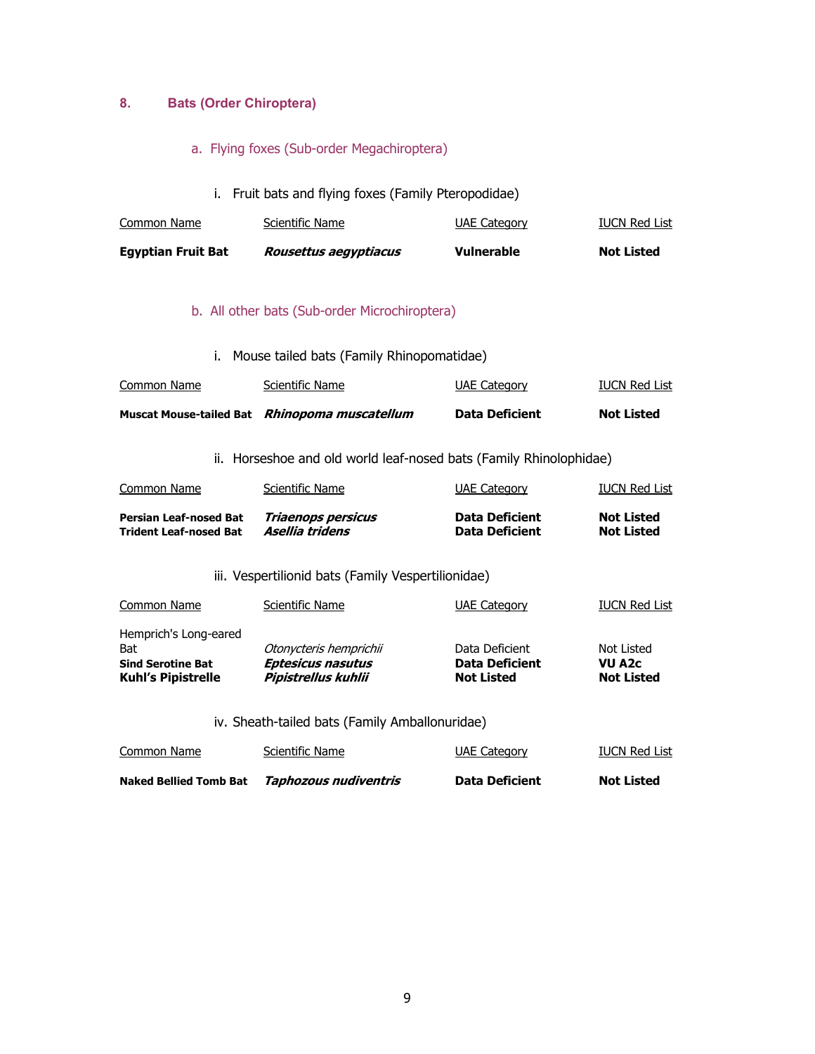## 8. Bats (Order Chiroptera)

### a. Flying foxes (Sub-order Megachiroptera)

#### i. Fruit bats and flying foxes (Family Pteropodidae)

| Common Name | Scientific Name | UAE Category | IUCN Red List |
|---|---|---|---|
| **Egyptian Fruit Bat** | ***Rousettus aegyptiacus*** | **Vulnerable** | **Not Listed** |

### b. All other bats (Sub-order Microchiroptera)

#### i. Mouse tailed bats (Family Rhinopomatidae)

| Common Name | Scientific Name | UAE Category | IUCN Red List |
|---|---|---|---|
| **Muscat Mouse-tailed Bat** | ***Rhinopoma muscatellum*** | **Data Deficient** | **Not Listed** |

#### ii. Horseshoe and old world leaf-nosed bats (Family Rhinolophidae)

| Common Name | Scientific Name | UAE Category | IUCN Red List |
|---|---|---|---|
| **Persian Leaf-nosed Bat** | ***Triaenops persicus*** | **Data Deficient** | **Not Listed** |
| **Trident Leaf-nosed Bat** | ***Asellia tridens*** | **Data Deficient** | **Not Listed** |

#### iii. Vespertilionid bats (Family Vespertilionidae)

| Common Name | Scientific Name | UAE Category | IUCN Red List |
|---|---|---|---|
| Hemprich's Long-eared Bat | *Otonycteris hemprichii* | Data Deficient | Not Listed |
| **Sind Serotine Bat** | ***Eptesicus nasutus*** | **Data Deficient** | **VU A2c** |
| **Kuhl's Pipistrelle** | ***Pipistrellus kuhlii*** | **Not Listed** | **Not Listed** |

#### iv. Sheath-tailed bats (Family Amballonuridae)

| Common Name | Scientific Name | UAE Category | IUCN Red List |
|---|---|---|---|
| **Naked Bellied Tomb Bat** | ***Taphozous nudiventris*** | **Data Deficient** | **Not Listed** |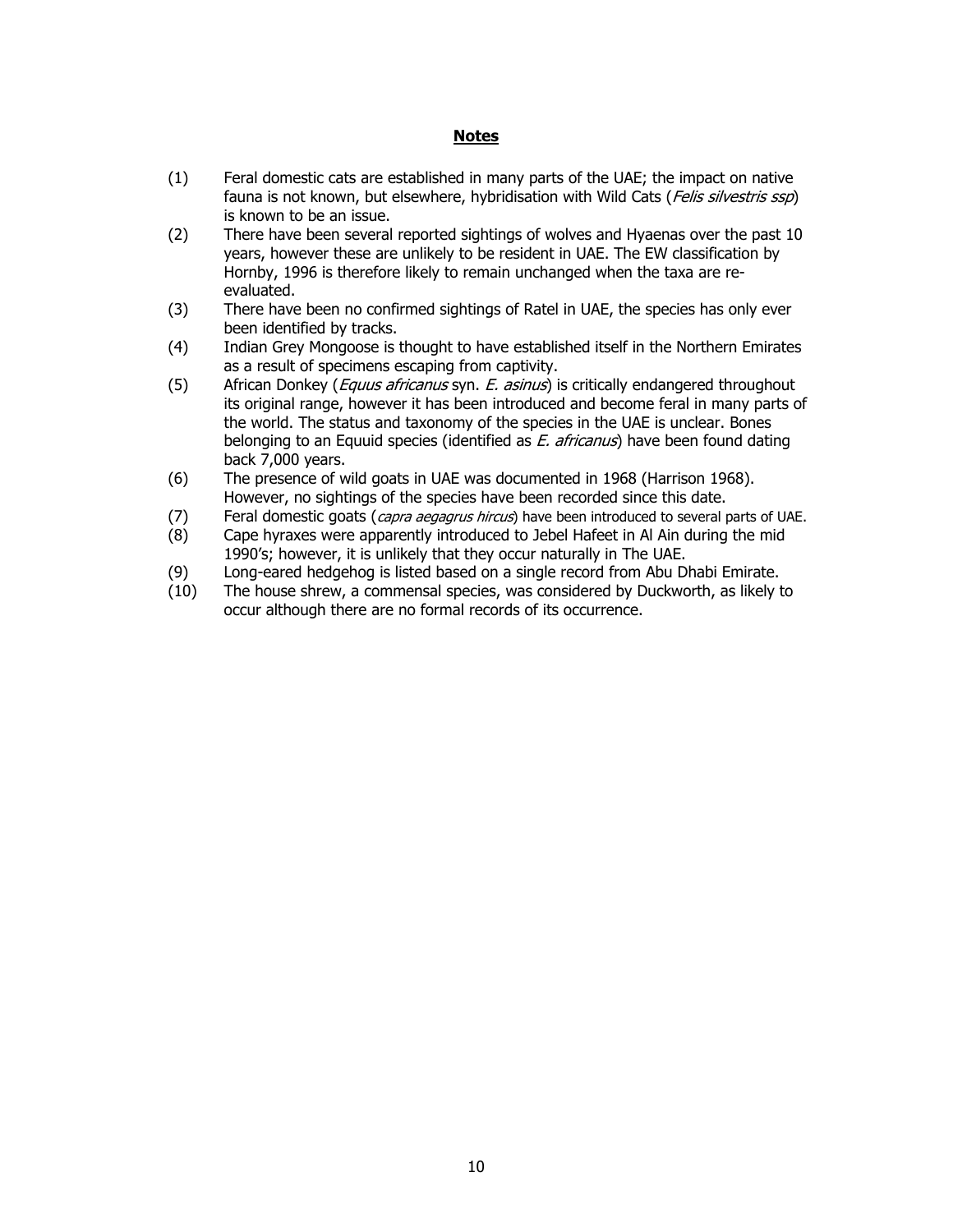## **Notes**

(1) Feral domestic cats are established in many parts of the UAE; the impact on native fauna is not known, but elsewhere, hybridisation with Wild Cats (*Felis silvestris ssp*) is known to be an issue.

(2) There have been several reported sightings of wolves and Hyaenas over the past 10 years, however these are unlikely to be resident in UAE. The EW classification by Hornby, 1996 is therefore likely to remain unchanged when the taxa are re-evaluated.

(3) There have been no confirmed sightings of Ratel in UAE, the species has only ever been identified by tracks.

(4) Indian Grey Mongoose is thought to have established itself in the Northern Emirates as a result of specimens escaping from captivity.

(5) African Donkey (*Equus africanus* syn. *E. asinus*) is critically endangered throughout its original range, however it has been introduced and become feral in many parts of the world. The status and taxonomy of the species in the UAE is unclear. Bones belonging to an Equuid species (identified as *E. africanus*) have been found dating back 7,000 years.

(6) The presence of wild goats in UAE was documented in 1968 (Harrison 1968). However, no sightings of the species have been recorded since this date.

(7) Feral domestic goats (*capra aegagrus hircus*) have been introduced to several parts of UAE.

(8) Cape hyraxes were apparently introduced to Jebel Hafeet in Al Ain during the mid 1990's; however, it is unlikely that they occur naturally in The UAE.

(9) Long-eared hedgehog is listed based on a single record from Abu Dhabi Emirate.

(10) The house shrew, a commensal species, was considered by Duckworth, as likely to occur although there are no formal records of its occurrence.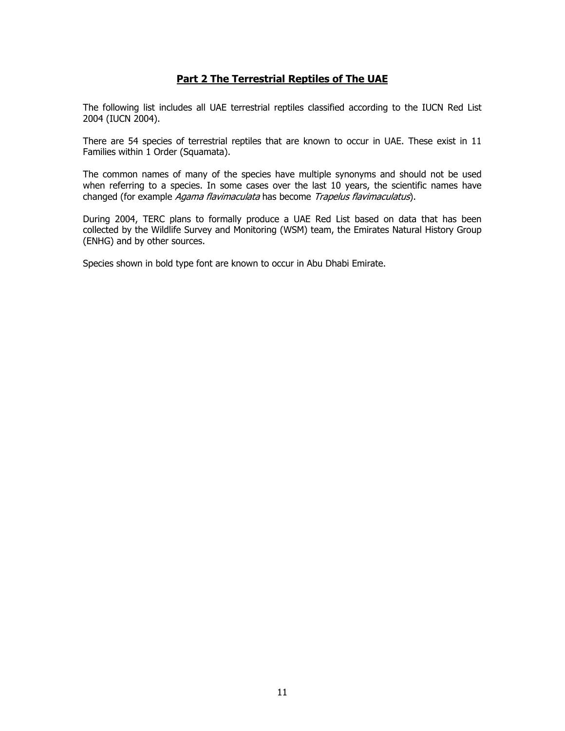## Part 2 The Terrestrial Reptiles of The UAE

The following list includes all UAE terrestrial reptiles classified according to the IUCN Red List 2004 (IUCN 2004).

There are 54 species of terrestrial reptiles that are known to occur in UAE. These exist in 11 Families within 1 Order (Squamata).

The common names of many of the species have multiple synonyms and should not be used when referring to a species. In some cases over the last 10 years, the scientific names have changed (for example *Agama flavimaculata* has become *Trapelus flavimaculatus*).

During 2004, TERC plans to formally produce a UAE Red List based on data that has been collected by the Wildlife Survey and Monitoring (WSM) team, the Emirates Natural History Group (ENHG) and by other sources.

Species shown in bold type font are known to occur in Abu Dhabi Emirate.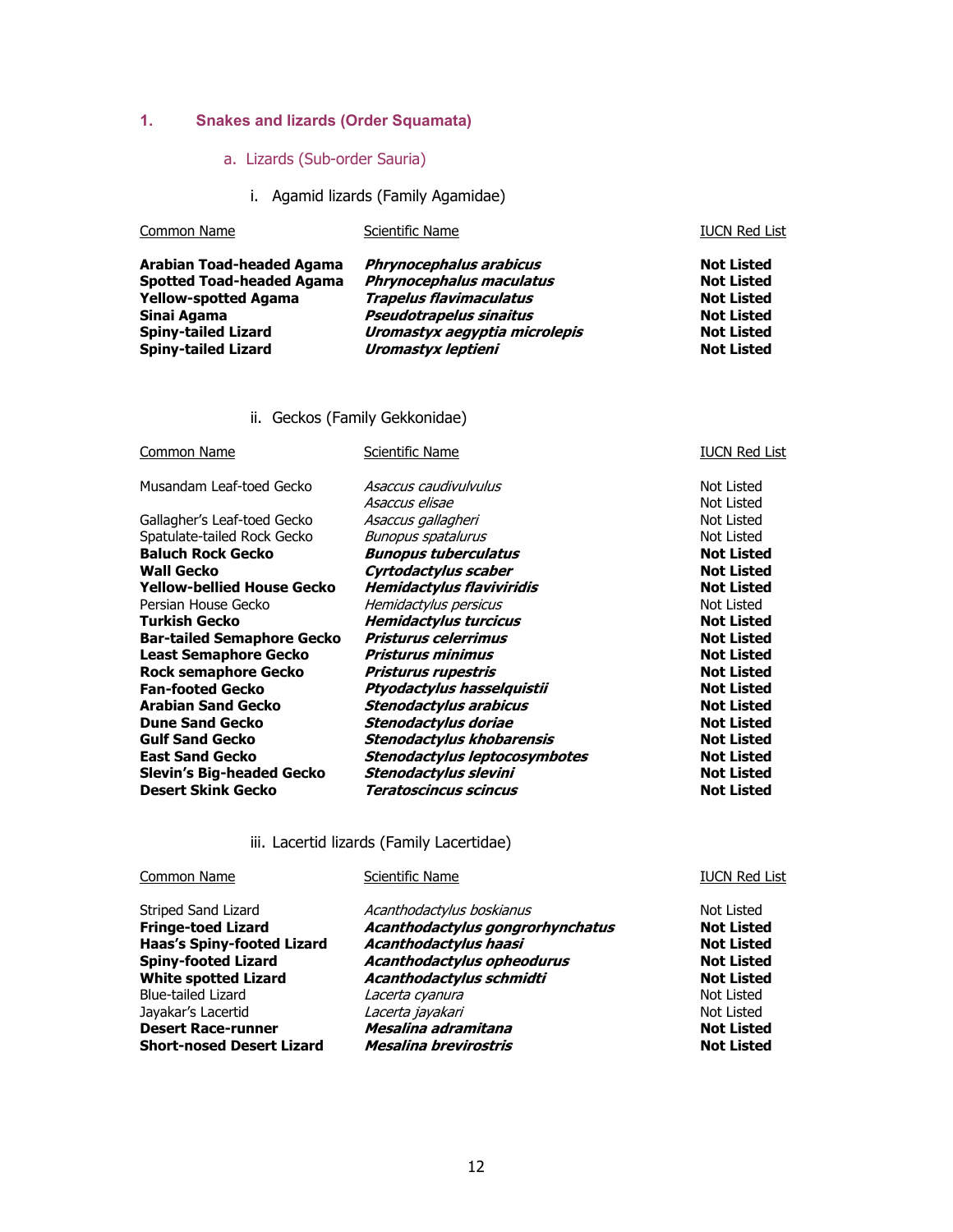## 1. Snakes and lizards (Order Squamata)

### a. Lizards (Sub-order Sauria)

#### i. Agamid lizards (Family Agamidae)

| Common Name | Scientific Name | IUCN Red List |
|---|---|---|
| **Arabian Toad-headed Agama** | ***Phrynocephalus arabicus*** | **Not Listed** |
| **Spotted Toad-headed Agama** | ***Phrynocephalus maculatus*** | **Not Listed** |
| **Yellow-spotted Agama** | ***Trapelus flavimaculatus*** | **Not Listed** |
| **Sinai Agama** | ***Pseudotrapelus sinaitus*** | **Not Listed** |
| **Spiny-tailed Lizard** | ***Uromastyx aegyptia microlepis*** | **Not Listed** |
| **Spiny-tailed Lizard** | ***Uromastyx leptieni*** | **Not Listed** |

#### ii. Geckos (Family Gekkonidae)

| Common Name | Scientific Name | IUCN Red List |
|---|---|---|
| Musandam Leaf-toed Gecko | *Asaccus caudivulvulus* | Not Listed |
| | *Asaccus elisae* | Not Listed |
| Gallagher's Leaf-toed Gecko | *Asaccus gallagheri* | Not Listed |
| Spatulate-tailed Rock Gecko | *Bunopus spatalurus* | Not Listed |
| **Baluch Rock Gecko** | ***Bunopus tuberculatus*** | **Not Listed** |
| **Wall Gecko** | ***Cyrtodactylus scaber*** | **Not Listed** |
| **Yellow-bellied House Gecko** | ***Hemidactylus flaviviridis*** | **Not Listed** |
| Persian House Gecko | *Hemidactylus persicus* | Not Listed |
| **Turkish Gecko** | ***Hemidactylus turcicus*** | **Not Listed** |
| **Bar-tailed Semaphore Gecko** | ***Pristurus celerrimus*** | **Not Listed** |
| **Least Semaphore Gecko** | ***Pristurus minimus*** | **Not Listed** |
| **Rock semaphore Gecko** | ***Pristurus rupestris*** | **Not Listed** |
| **Fan-footed Gecko** | ***Ptyodactylus hasselquistii*** | **Not Listed** |
| **Arabian Sand Gecko** | ***Stenodactylus arabicus*** | **Not Listed** |
| **Dune Sand Gecko** | ***Stenodactylus doriae*** | **Not Listed** |
| **Gulf Sand Gecko** | ***Stenodactylus khobarensis*** | **Not Listed** |
| **East Sand Gecko** | ***Stenodactylus leptocosymbotes*** | **Not Listed** |
| **Slevin's Big-headed Gecko** | ***Stenodactylus slevini*** | **Not Listed** |
| **Desert Skink Gecko** | ***Teratoscincus scincus*** | **Not Listed** |

#### iii. Lacertid lizards (Family Lacertidae)

| Common Name | Scientific Name | IUCN Red List |
|---|---|---|
| Striped Sand Lizard | *Acanthodactylus boskianus* | Not Listed |
| **Fringe-toed Lizard** | ***Acanthodactylus gongrorhynchatus*** | **Not Listed** |
| **Haas's Spiny-footed Lizard** | ***Acanthodactylus haasi*** | **Not Listed** |
| **Spiny-footed Lizard** | ***Acanthodactylus opheodurus*** | **Not Listed** |
| **White spotted Lizard** | ***Acanthodactylus schmidti*** | **Not Listed** |
| Blue-tailed Lizard | *Lacerta cyanura* | Not Listed |
| Jayakar's Lacertid | *Lacerta jayakari* | Not Listed |
| **Desert Race-runner** | ***Mesalina adramitana*** | **Not Listed** |
| **Short-nosed Desert Lizard** | ***Mesalina brevirostris*** | **Not Listed** |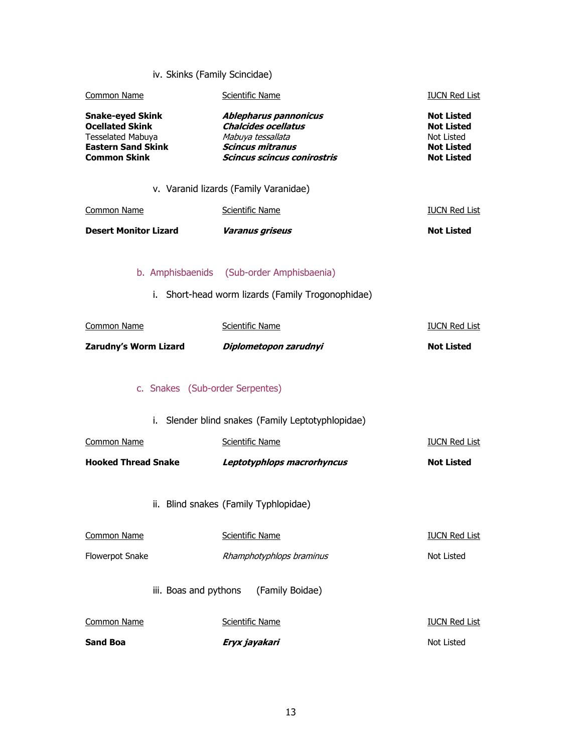iv. Skinks (Family Scincidae)

| Common Name | Scientific Name | IUCN Red List |
|---|---|---|
| **Snake-eyed Skink** | ***Ablepharus pannonicus*** | **Not Listed** |
| **Ocellated Skink** | ***Chalcides ocellatus*** | **Not Listed** |
| Tesselated Mabuya | *Mabuya tessallata* | Not Listed |
| **Eastern Sand Skink** | ***Scincus mitranus*** | **Not Listed** |
| **Common Skink** | ***Scincus scincus conirostris*** | **Not Listed** |

v. Varanid lizards (Family Varanidae)

| Common Name | Scientific Name | IUCN Red List |
|---|---|---|
| **Desert Monitor Lizard** | ***Varanus griseus*** | **Not Listed** |

b. Amphisbaenids (Sub-order Amphisbaenia)

i. Short-head worm lizards (Family Trogonophidae)

| Common Name | Scientific Name | IUCN Red List |
|---|---|---|
| **Zarudny's Worm Lizard** | ***Diplometopon zarudnyi*** | **Not Listed** |

c. Snakes (Sub-order Serpentes)

i. Slender blind snakes (Family Leptotyphlopidae)

| Common Name | Scientific Name | IUCN Red List |
|---|---|---|
| **Hooked Thread Snake** | ***Leptotyphlops macrorhyncus*** | **Not Listed** |

ii. Blind snakes (Family Typhlopidae)

| Common Name | Scientific Name | IUCN Red List |
|---|---|---|
| Flowerpot Snake | *Rhamphotyphlops braminus* | Not Listed |

iii. Boas and pythons (Family Boidae)

| Common Name | Scientific Name | IUCN Red List |
|---|---|---|
| **Sand Boa** | ***Eryx jayakari*** | Not Listed |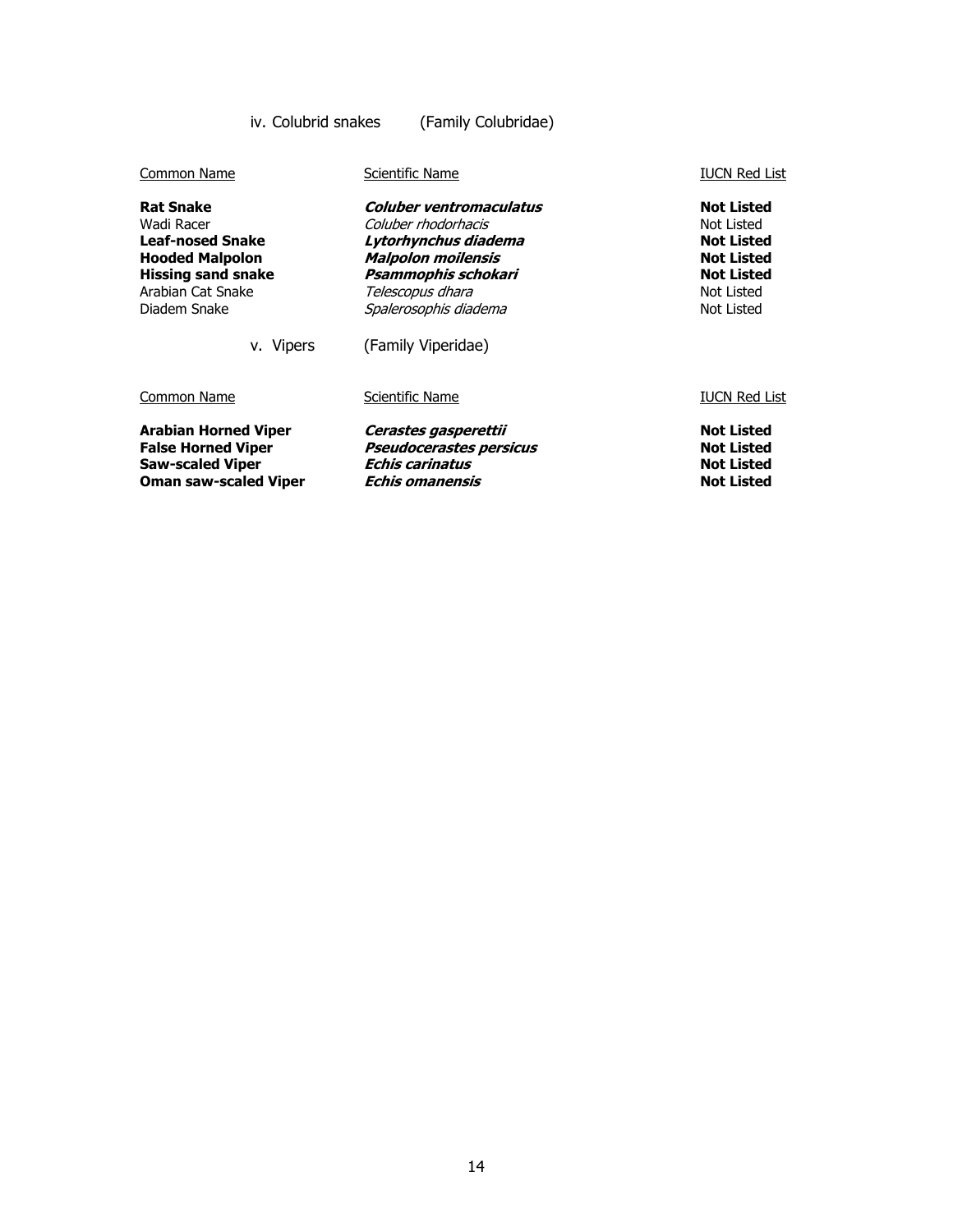### iv. Colubrid snakes (Family Colubridae)

| Common Name | Scientific Name | IUCN Red List |
| --- | --- | --- |
| **Rat Snake** | ***Coluber ventromaculatus*** | **Not Listed** |
| Wadi Racer | *Coluber rhodorhacis* | Not Listed |
| **Leaf-nosed Snake** | ***Lytorhynchus diadema*** | **Not Listed** |
| **Hooded Malpolon** | ***Malpolon moilensis*** | **Not Listed** |
| **Hissing sand snake** | ***Psammophis schokari*** | **Not Listed** |
| Arabian Cat Snake | *Telescopus dhara* | Not Listed |
| Diadem Snake | *Spalerosophis diadema* | Not Listed |

### v. Vipers (Family Viperidae)

| Common Name | Scientific Name | IUCN Red List |
| --- | --- | --- |
| **Arabian Horned Viper** | ***Cerastes gasperettii*** | **Not Listed** |
| **False Horned Viper** | ***Pseudocerastes persicus*** | **Not Listed** |
| **Saw-scaled Viper** | ***Echis carinatus*** | **Not Listed** |
| **Oman saw-scaled Viper** | ***Echis omanensis*** | **Not Listed** |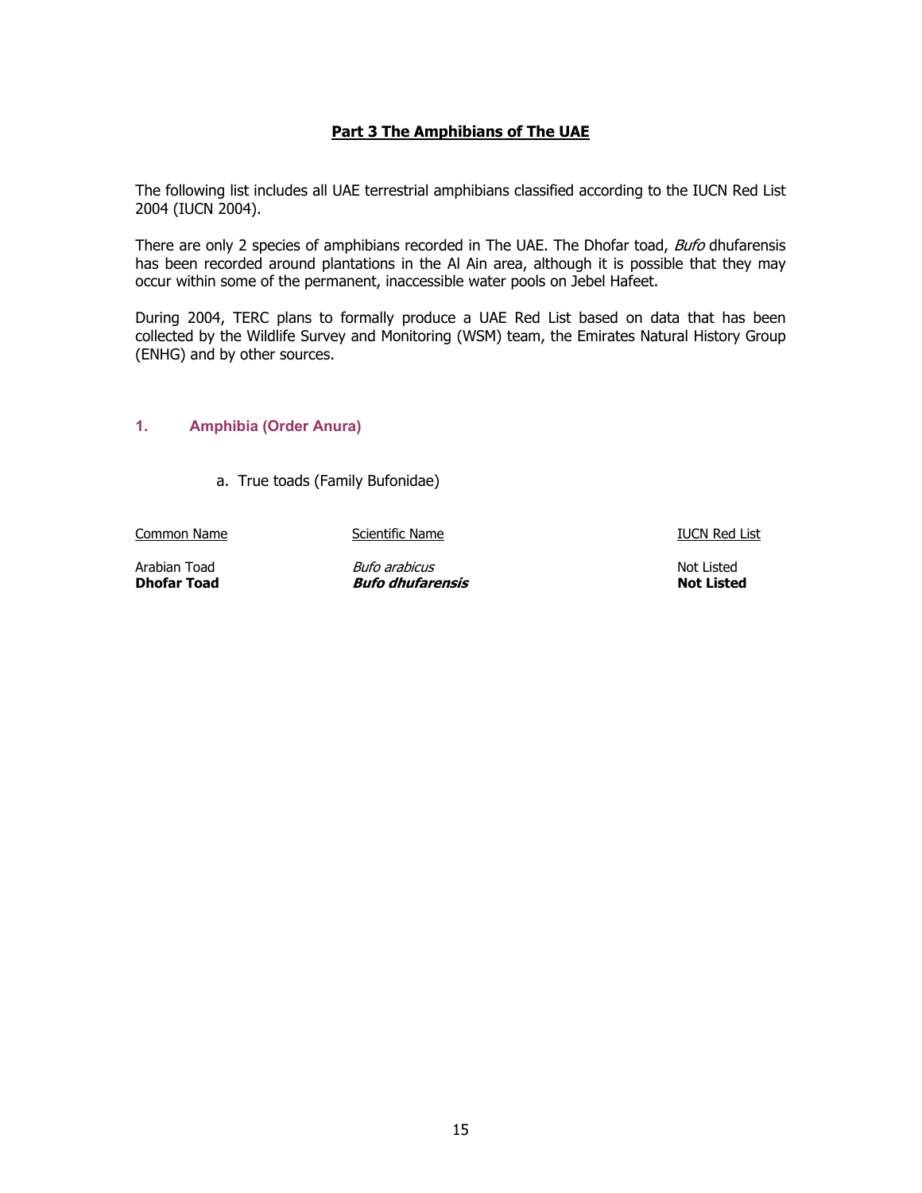# Part 3 The Amphibians of The UAE

The following list includes all UAE terrestrial amphibians classified according to the IUCN Red List 2004 (IUCN 2004).

There are only 2 species of amphibians recorded in The UAE. The Dhofar toad, *Bufo* dhufarensis has been recorded around plantations in the Al Ain area, although it is possible that they may occur within some of the permanent, inaccessible water pools on Jebel Hafeet.

During 2004, TERC plans to formally produce a UAE Red List based on data that has been collected by the Wildlife Survey and Monitoring (WSM) team, the Emirates Natural History Group (ENHG) and by other sources.

## 1. Amphibia (Order Anura)

a. True toads (Family Bufonidae)

| Common Name | Scientific Name | IUCN Red List |
| --- | --- | --- |
| Arabian Toad | *Bufo arabicus* | Not Listed |
| **Dhofar Toad** | ***Bufo dhufarensis*** | **Not Listed** |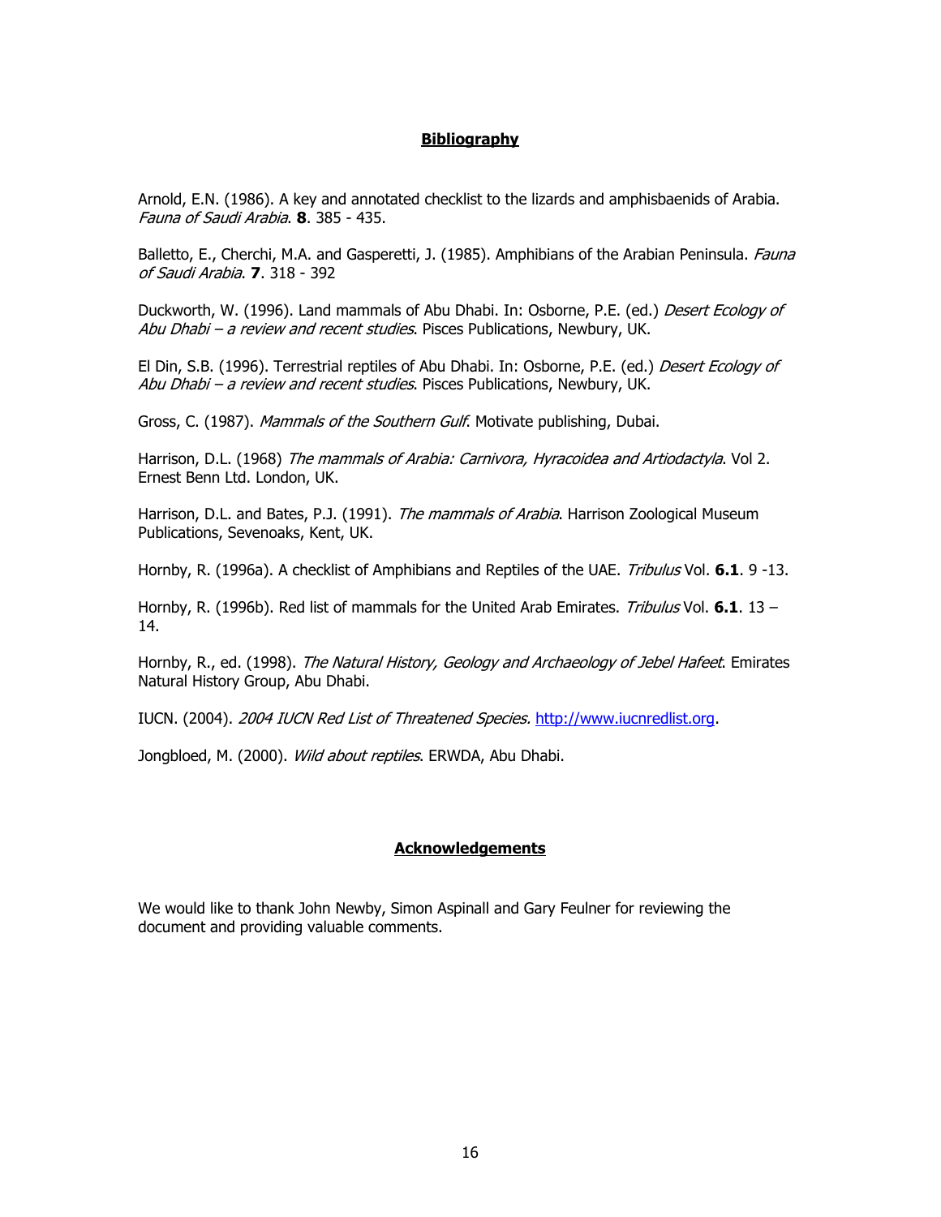## Bibliography

Arnold, E.N. (1986). A key and annotated checklist to the lizards and amphisbaenids of Arabia. *Fauna of Saudi Arabia*. **8**. 385 - 435.

Balletto, E., Cherchi, M.A. and Gasperetti, J. (1985). Amphibians of the Arabian Peninsula. *Fauna of Saudi Arabia*. **7**. 318 - 392

Duckworth, W. (1996). Land mammals of Abu Dhabi. In: Osborne, P.E. (ed.) *Desert Ecology of Abu Dhabi – a review and recent studies*. Pisces Publications, Newbury, UK.

El Din, S.B. (1996). Terrestrial reptiles of Abu Dhabi. In: Osborne, P.E. (ed.) *Desert Ecology of Abu Dhabi – a review and recent studies*. Pisces Publications, Newbury, UK.

Gross, C. (1987). *Mammals of the Southern Gulf*. Motivate publishing, Dubai.

Harrison, D.L. (1968) *The mammals of Arabia: Carnivora, Hyracoidea and Artiodactyla*. Vol 2. Ernest Benn Ltd. London, UK.

Harrison, D.L. and Bates, P.J. (1991). *The mammals of Arabia*. Harrison Zoological Museum Publications, Sevenoaks, Kent, UK.

Hornby, R. (1996a). A checklist of Amphibians and Reptiles of the UAE. *Tribulus* Vol. **6.1**. 9 -13.

Hornby, R. (1996b). Red list of mammals for the United Arab Emirates. *Tribulus* Vol. **6.1**. 13 – 14.

Hornby, R., ed. (1998). *The Natural History, Geology and Archaeology of Jebel Hafeet*. Emirates Natural History Group, Abu Dhabi.

IUCN. (2004). *2004 IUCN Red List of Threatened Species.* http://www.iucnredlist.org.

Jongbloed, M. (2000). *Wild about reptiles*. ERWDA, Abu Dhabi.

## Acknowledgements

We would like to thank John Newby, Simon Aspinall and Gary Feulner for reviewing the document and providing valuable comments.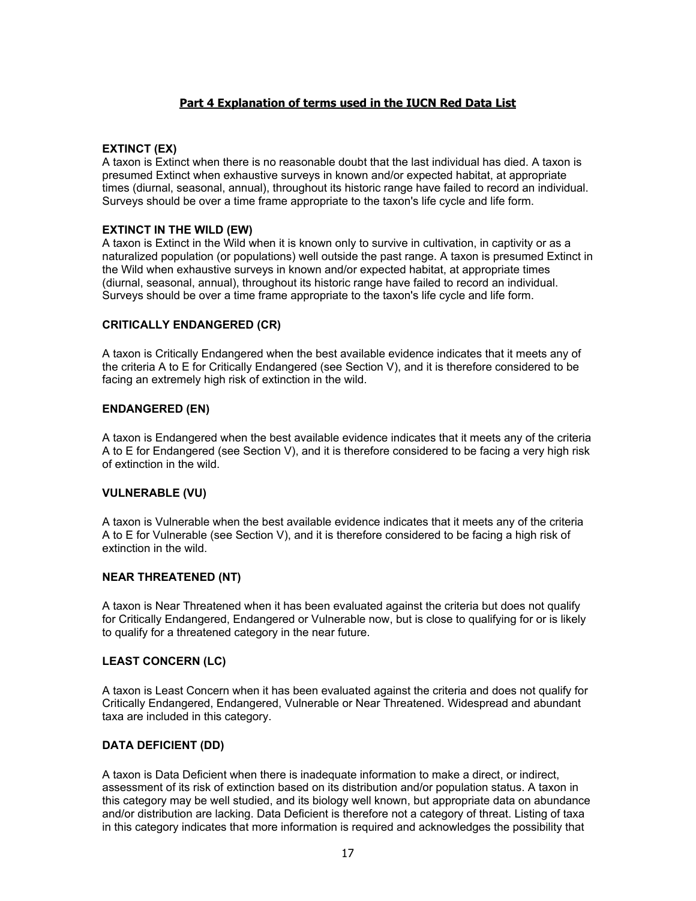## Part 4 Explanation of terms used in the IUCN Red Data List

### EXTINCT (EX)

A taxon is Extinct when there is no reasonable doubt that the last individual has died. A taxon is presumed Extinct when exhaustive surveys in known and/or expected habitat, at appropriate times (diurnal, seasonal, annual), throughout its historic range have failed to record an individual. Surveys should be over a time frame appropriate to the taxon's life cycle and life form.

### EXTINCT IN THE WILD (EW)

A taxon is Extinct in the Wild when it is known only to survive in cultivation, in captivity or as a naturalized population (or populations) well outside the past range. A taxon is presumed Extinct in the Wild when exhaustive surveys in known and/or expected habitat, at appropriate times (diurnal, seasonal, annual), throughout its historic range have failed to record an individual. Surveys should be over a time frame appropriate to the taxon's life cycle and life form.

### CRITICALLY ENDANGERED (CR)

A taxon is Critically Endangered when the best available evidence indicates that it meets any of the criteria A to E for Critically Endangered (see Section V), and it is therefore considered to be facing an extremely high risk of extinction in the wild.

### ENDANGERED (EN)

A taxon is Endangered when the best available evidence indicates that it meets any of the criteria A to E for Endangered (see Section V), and it is therefore considered to be facing a very high risk of extinction in the wild.

### VULNERABLE (VU)

A taxon is Vulnerable when the best available evidence indicates that it meets any of the criteria A to E for Vulnerable (see Section V), and it is therefore considered to be facing a high risk of extinction in the wild.

### NEAR THREATENED (NT)

A taxon is Near Threatened when it has been evaluated against the criteria but does not qualify for Critically Endangered, Endangered or Vulnerable now, but is close to qualifying for or is likely to qualify for a threatened category in the near future.

### LEAST CONCERN (LC)

A taxon is Least Concern when it has been evaluated against the criteria and does not qualify for Critically Endangered, Endangered, Vulnerable or Near Threatened. Widespread and abundant taxa are included in this category.

### DATA DEFICIENT (DD)

A taxon is Data Deficient when there is inadequate information to make a direct, or indirect, assessment of its risk of extinction based on its distribution and/or population status. A taxon in this category may be well studied, and its biology well known, but appropriate data on abundance and/or distribution are lacking. Data Deficient is therefore not a category of threat. Listing of taxa in this category indicates that more information is required and acknowledges the possibility that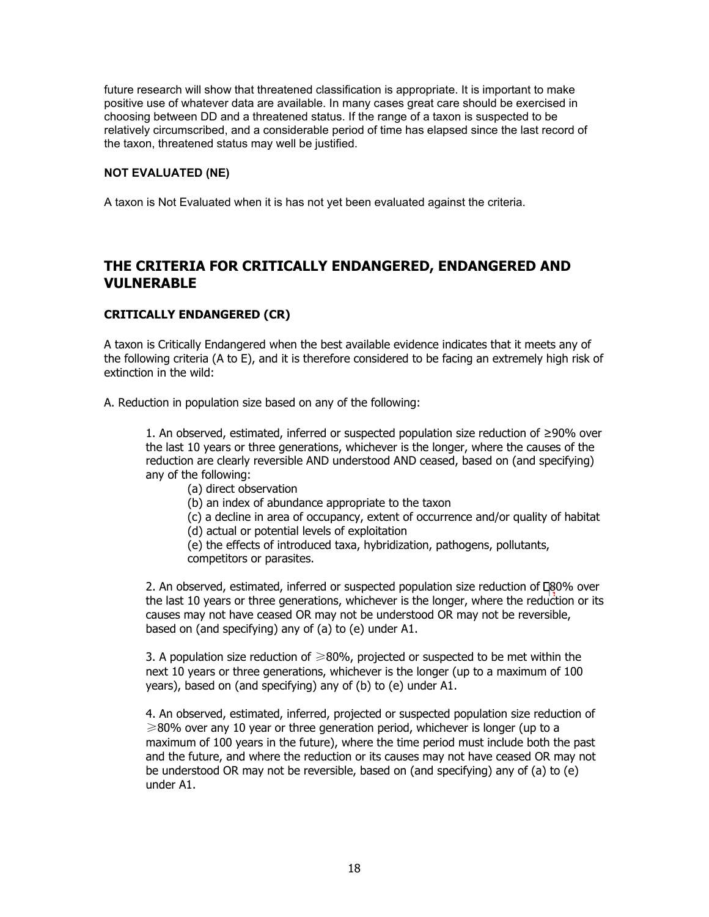future research will show that threatened classification is appropriate. It is important to make positive use of whatever data are available. In many cases great care should be exercised in choosing between DD and a threatened status. If the range of a taxon is suspected to be relatively circumscribed, and a considerable period of time has elapsed since the last record of the taxon, threatened status may well be justified.

### NOT EVALUATED (NE)

A taxon is Not Evaluated when it is has not yet been evaluated against the criteria.

## THE CRITERIA FOR CRITICALLY ENDANGERED, ENDANGERED AND VULNERABLE

### CRITICALLY ENDANGERED (CR)

A taxon is Critically Endangered when the best available evidence indicates that it meets any of the following criteria (A to E), and it is therefore considered to be facing an extremely high risk of extinction in the wild:

A. Reduction in population size based on any of the following:

1. An observed, estimated, inferred or suspected population size reduction of ≥90% over the last 10 years or three generations, whichever is the longer, where the causes of the reduction are clearly reversible AND understood AND ceased, based on (and specifying) any of the following:
   - (a) direct observation
   - (b) an index of abundance appropriate to the taxon
   - (c) a decline in area of occupancy, extent of occurrence and/or quality of habitat
   - (d) actual or potential levels of exploitation
   - (e) the effects of introduced taxa, hybridization, pathogens, pollutants, competitors or parasites.

2. An observed, estimated, inferred or suspected population size reduction of ≥80% over the last 10 years or three generations, whichever is the longer, where the reduction or its causes may not have ceased OR may not be understood OR may not be reversible, based on (and specifying) any of (a) to (e) under A1.

3. A population size reduction of ≥80%, projected or suspected to be met within the next 10 years or three generations, whichever is the longer (up to a maximum of 100 years), based on (and specifying) any of (b) to (e) under A1.

4. An observed, estimated, inferred, projected or suspected population size reduction of ≥80% over any 10 year or three generation period, whichever is longer (up to a maximum of 100 years in the future), where the time period must include both the past and the future, and where the reduction or its causes may not have ceased OR may not be understood OR may not be reversible, based on (and specifying) any of (a) to (e) under A1.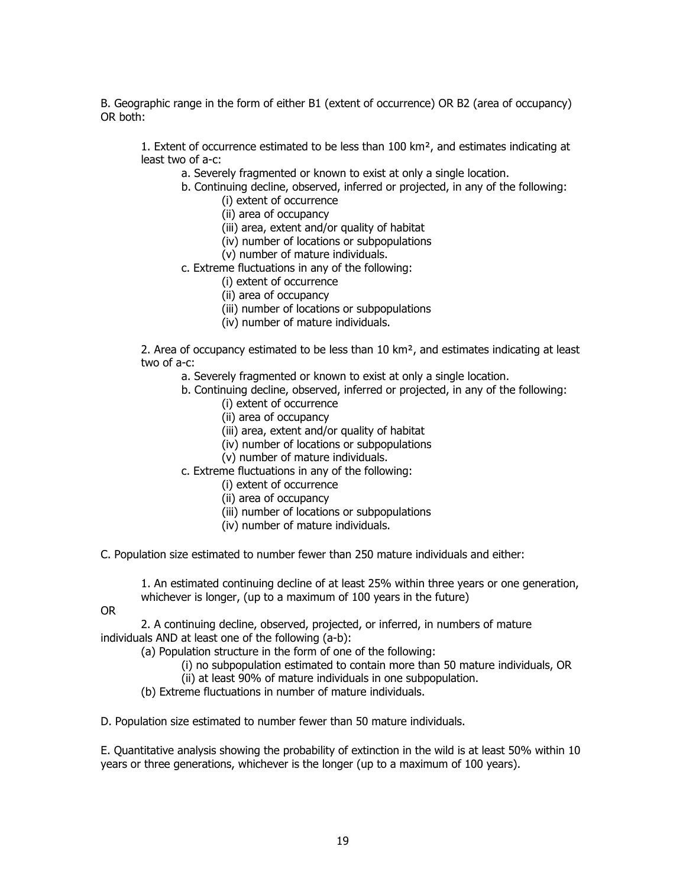B. Geographic range in the form of either B1 (extent of occurrence) OR B2 (area of occupancy) OR both:

1. Extent of occurrence estimated to be less than 100 $km^2$, and estimates indicating at least two of a-c:
    - a. Severely fragmented or known to exist at only a single location.
    - b. Continuing decline, observed, inferred or projected, in any of the following:
        - (i) extent of occurrence
        - (ii) area of occupancy
        - (iii) area, extent and/or quality of habitat
        - (iv) number of locations or subpopulations
        - (v) number of mature individuals.
    - c. Extreme fluctuations in any of the following:
        - (i) extent of occurrence
        - (ii) area of occupancy
        - (iii) number of locations or subpopulations
        - (iv) number of mature individuals.

2. Area of occupancy estimated to be less than 10 $km^2$, and estimates indicating at least two of a-c:
    - a. Severely fragmented or known to exist at only a single location.
    - b. Continuing decline, observed, inferred or projected, in any of the following:
        - (i) extent of occurrence
        - (ii) area of occupancy
        - (iii) area, extent and/or quality of habitat
        - (iv) number of locations or subpopulations
        - (v) number of mature individuals.
    - c. Extreme fluctuations in any of the following:
        - (i) extent of occurrence
        - (ii) area of occupancy
        - (iii) number of locations or subpopulations
        - (iv) number of mature individuals.

C. Population size estimated to number fewer than 250 mature individuals and either:

1. An estimated continuing decline of at least 25% within three years or one generation, whichever is longer, (up to a maximum of 100 years in the future)

OR

2. A continuing decline, observed, projected, or inferred, in numbers of mature individuals AND at least one of the following (a-b):
    - (a) Population structure in the form of one of the following:
        - (i) no subpopulation estimated to contain more than 50 mature individuals, OR
        - (ii) at least 90% of mature individuals in one subpopulation.
    - (b) Extreme fluctuations in number of mature individuals.

D. Population size estimated to number fewer than 50 mature individuals.

E. Quantitative analysis showing the probability of extinction in the wild is at least 50% within 10 years or three generations, whichever is the longer (up to a maximum of 100 years).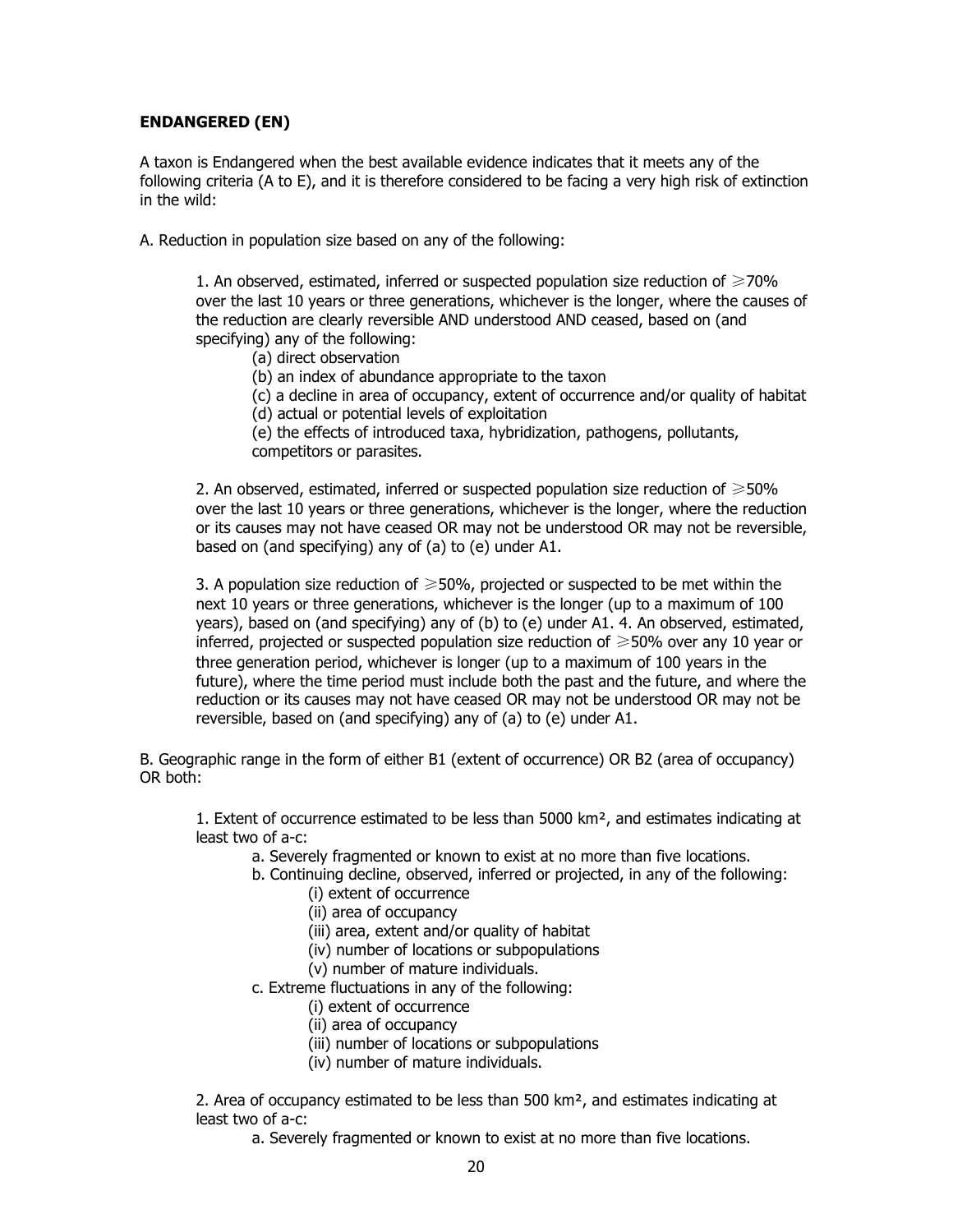**ENDANGERED (EN)**

A taxon is Endangered when the best available evidence indicates that it meets any of the following criteria (A to E), and it is therefore considered to be facing a very high risk of extinction in the wild:

A. Reduction in population size based on any of the following:

1. An observed, estimated, inferred or suspected population size reduction of ≥70% over the last 10 years or three generations, whichever is the longer, where the causes of the reduction are clearly reversible AND understood AND ceased, based on (and specifying) any of the following:
    - (a) direct observation
    - (b) an index of abundance appropriate to the taxon
    - (c) a decline in area of occupancy, extent of occurrence and/or quality of habitat
    - (d) actual or potential levels of exploitation
    - (e) the effects of introduced taxa, hybridization, pathogens, pollutants, competitors or parasites.

2. An observed, estimated, inferred or suspected population size reduction of ≥50% over the last 10 years or three generations, whichever is the longer, where the reduction or its causes may not have ceased OR may not be understood OR may not be reversible, based on (and specifying) any of (a) to (e) under A1.

3. A population size reduction of ≥50%, projected or suspected to be met within the next 10 years or three generations, whichever is the longer (up to a maximum of 100 years), based on (and specifying) any of (b) to (e) under A1. 4. An observed, estimated, inferred, projected or suspected population size reduction of ≥50% over any 10 year or three generation period, whichever is longer (up to a maximum of 100 years in the future), where the time period must include both the past and the future, and where the reduction or its causes may not have ceased OR may not be understood OR may not be reversible, based on (and specifying) any of (a) to (e) under A1.

B. Geographic range in the form of either B1 (extent of occurrence) OR B2 (area of occupancy) OR both:

1. Extent of occurrence estimated to be less than 5000 km², and estimates indicating at least two of a-c:
    - a. Severely fragmented or known to exist at no more than five locations.
    - b. Continuing decline, observed, inferred or projected, in any of the following:
        - (i) extent of occurrence
        - (ii) area of occupancy
        - (iii) area, extent and/or quality of habitat
        - (iv) number of locations or subpopulations
        - (v) number of mature individuals.
    - c. Extreme fluctuations in any of the following:
        - (i) extent of occurrence
        - (ii) area of occupancy
        - (iii) number of locations or subpopulations
        - (iv) number of mature individuals.

2. Area of occupancy estimated to be less than 500 km², and estimates indicating at least two of a-c:
    - a. Severely fragmented or known to exist at no more than five locations.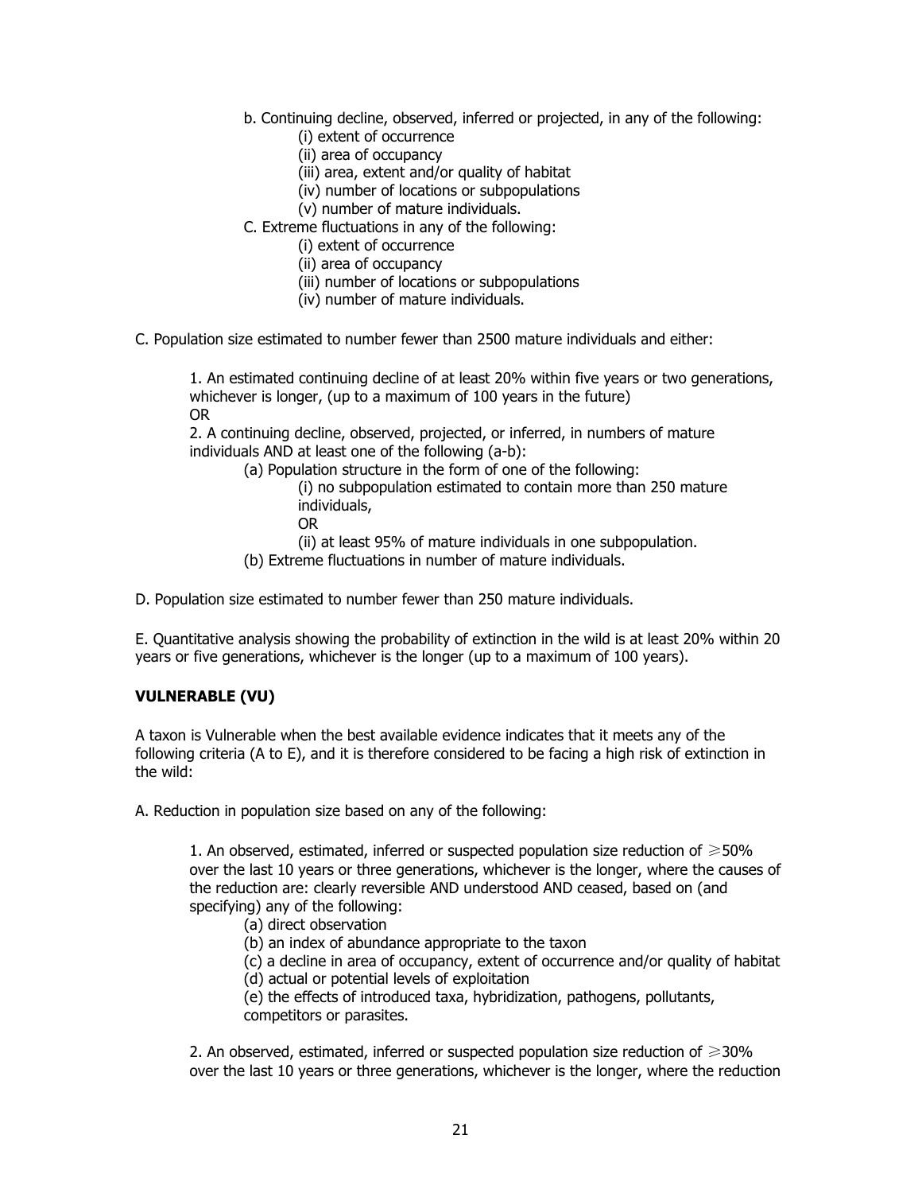b. Continuing decline, observed, inferred or projected, in any of the following:
- (i) extent of occurrence
- (ii) area of occupancy
- (iii) area, extent and/or quality of habitat
- (iv) number of locations or subpopulations
- (v) number of mature individuals.

C. Extreme fluctuations in any of the following:
- (i) extent of occurrence
- (ii) area of occupancy
- (iii) number of locations or subpopulations
- (iv) number of mature individuals.

C. Population size estimated to number fewer than 2500 mature individuals and either:

1. An estimated continuing decline of at least 20% within five years or two generations, whichever is longer, (up to a maximum of 100 years in the future)
OR
2. A continuing decline, observed, projected, or inferred, in numbers of mature individuals AND at least one of the following (a-b):
   - (a) Population structure in the form of one of the following:
     - (i) no subpopulation estimated to contain more than 250 mature individuals,
       OR
     - (ii) at least 95% of mature individuals in one subpopulation.
   - (b) Extreme fluctuations in number of mature individuals.

D. Population size estimated to number fewer than 250 mature individuals.

E. Quantitative analysis showing the probability of extinction in the wild is at least 20% within 20 years or five generations, whichever is the longer (up to a maximum of 100 years).

**VULNERABLE (VU)**

A taxon is Vulnerable when the best available evidence indicates that it meets any of the following criteria (A to E), and it is therefore considered to be facing a high risk of extinction in the wild:

A. Reduction in population size based on any of the following:

1. An observed, estimated, inferred or suspected population size reduction of ≥50% over the last 10 years or three generations, whichever is the longer, where the causes of the reduction are: clearly reversible AND understood AND ceased, based on (and specifying) any of the following:
   - (a) direct observation
   - (b) an index of abundance appropriate to the taxon
   - (c) a decline in area of occupancy, extent of occurrence and/or quality of habitat
   - (d) actual or potential levels of exploitation
   - (e) the effects of introduced taxa, hybridization, pathogens, pollutants, competitors or parasites.

2. An observed, estimated, inferred or suspected population size reduction of ≥30% over the last 10 years or three generations, whichever is the longer, where the reduction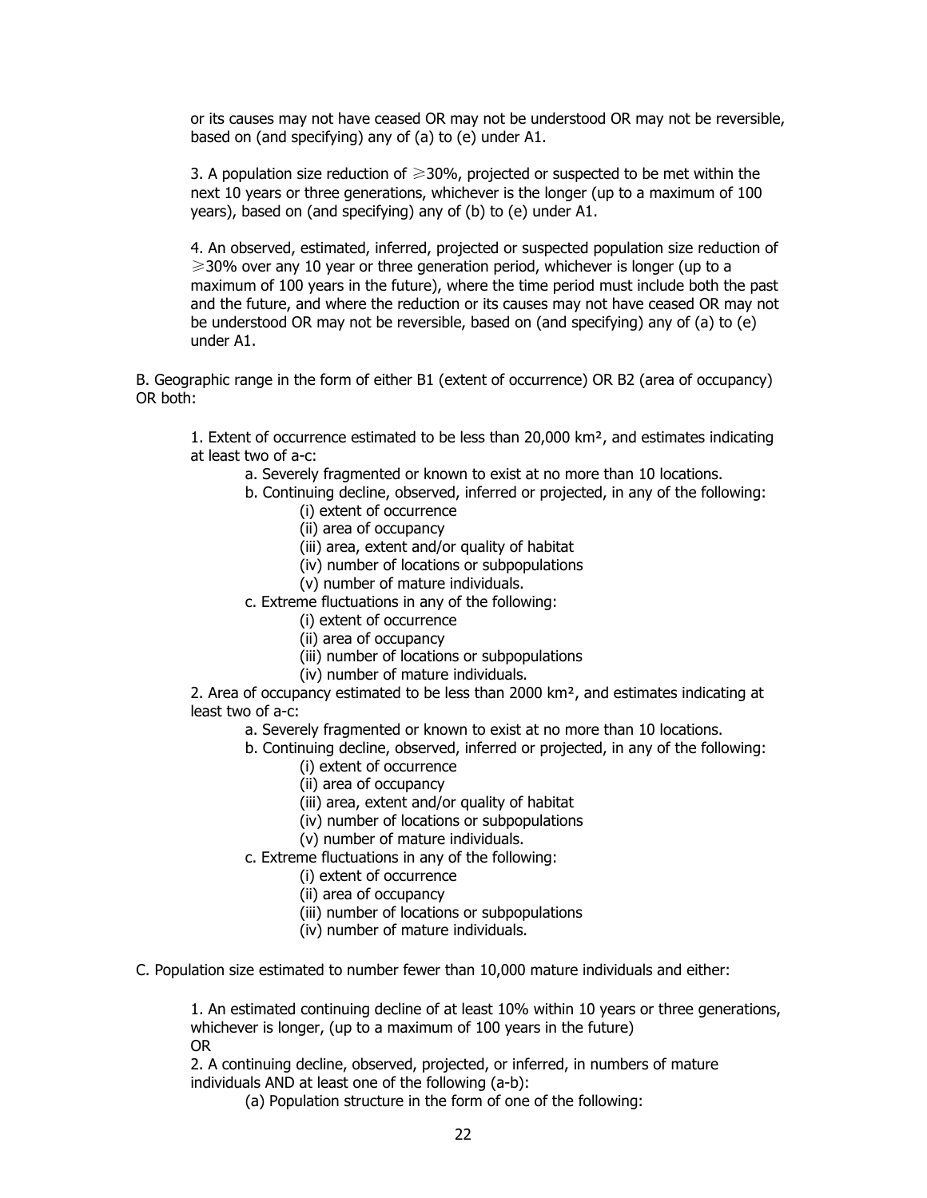or its causes may not have ceased OR may not be understood OR may not be reversible, based on (and specifying) any of (a) to (e) under A1.

3. A population size reduction of ≥30%, projected or suspected to be met within the next 10 years or three generations, whichever is the longer (up to a maximum of 100 years), based on (and specifying) any of (b) to (e) under A1.

4. An observed, estimated, inferred, projected or suspected population size reduction of ≥30% over any 10 year or three generation period, whichever is longer (up to a maximum of 100 years in the future), where the time period must include both the past and the future, and where the reduction or its causes may not have ceased OR may not be understood OR may not be reversible, based on (and specifying) any of (a) to (e) under A1.

B. Geographic range in the form of either B1 (extent of occurrence) OR B2 (area of occupancy) OR both:

1. Extent of occurrence estimated to be less than 20,000 km², and estimates indicating at least two of a-c:
    - a. Severely fragmented or known to exist at no more than 10 locations.
    - b. Continuing decline, observed, inferred or projected, in any of the following:
        - (i) extent of occurrence
        - (ii) area of occupancy
        - (iii) area, extent and/or quality of habitat
        - (iv) number of locations or subpopulations
        - (v) number of mature individuals.
    - c. Extreme fluctuations in any of the following:
        - (i) extent of occurrence
        - (ii) area of occupancy
        - (iii) number of locations or subpopulations
        - (iv) number of mature individuals.

2. Area of occupancy estimated to be less than 2000 km², and estimates indicating at least two of a-c:
    - a. Severely fragmented or known to exist at no more than 10 locations.
    - b. Continuing decline, observed, inferred or projected, in any of the following:
        - (i) extent of occurrence
        - (ii) area of occupancy
        - (iii) area, extent and/or quality of habitat
        - (iv) number of locations or subpopulations
        - (v) number of mature individuals.
    - c. Extreme fluctuations in any of the following:
        - (i) extent of occurrence
        - (ii) area of occupancy
        - (iii) number of locations or subpopulations
        - (iv) number of mature individuals.

C. Population size estimated to number fewer than 10,000 mature individuals and either:

1. An estimated continuing decline of at least 10% within 10 years or three generations, whichever is longer, (up to a maximum of 100 years in the future)
OR
2. A continuing decline, observed, projected, or inferred, in numbers of mature individuals AND at least one of the following (a-b):
    - (a) Population structure in the form of one of the following: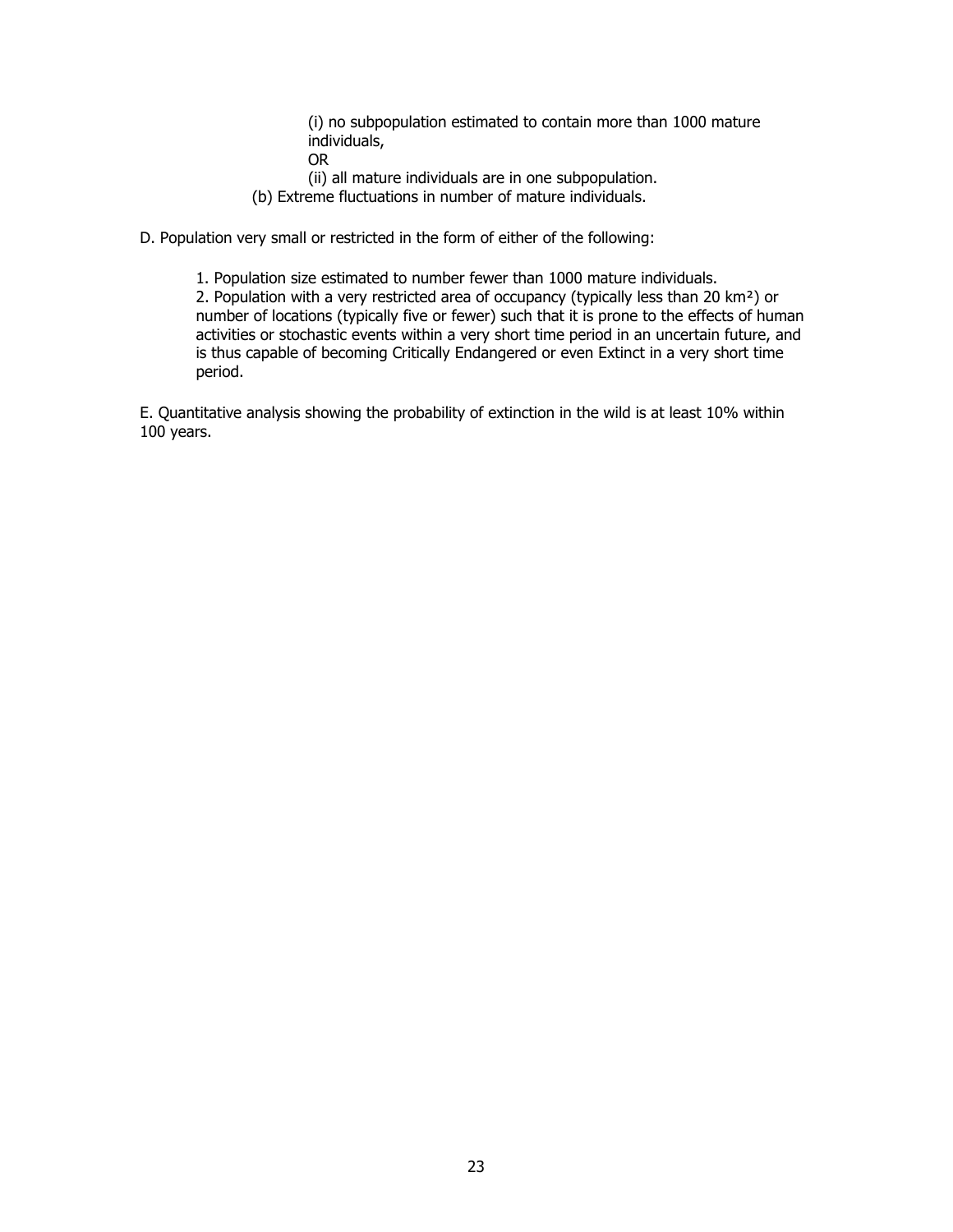(i) no subpopulation estimated to contain more than 1000 mature individuals,

OR

(ii) all mature individuals are in one subpopulation.

(b) Extreme fluctuations in number of mature individuals.

D. Population very small or restricted in the form of either of the following:

1. Population size estimated to number fewer than 1000 mature individuals.
2. Population with a very restricted area of occupancy (typically less than 20 $km^2$) or number of locations (typically five or fewer) such that it is prone to the effects of human activities or stochastic events within a very short time period in an uncertain future, and is thus capable of becoming Critically Endangered or even Extinct in a very short time period.

E. Quantitative analysis showing the probability of extinction in the wild is at least 10% within 100 years.